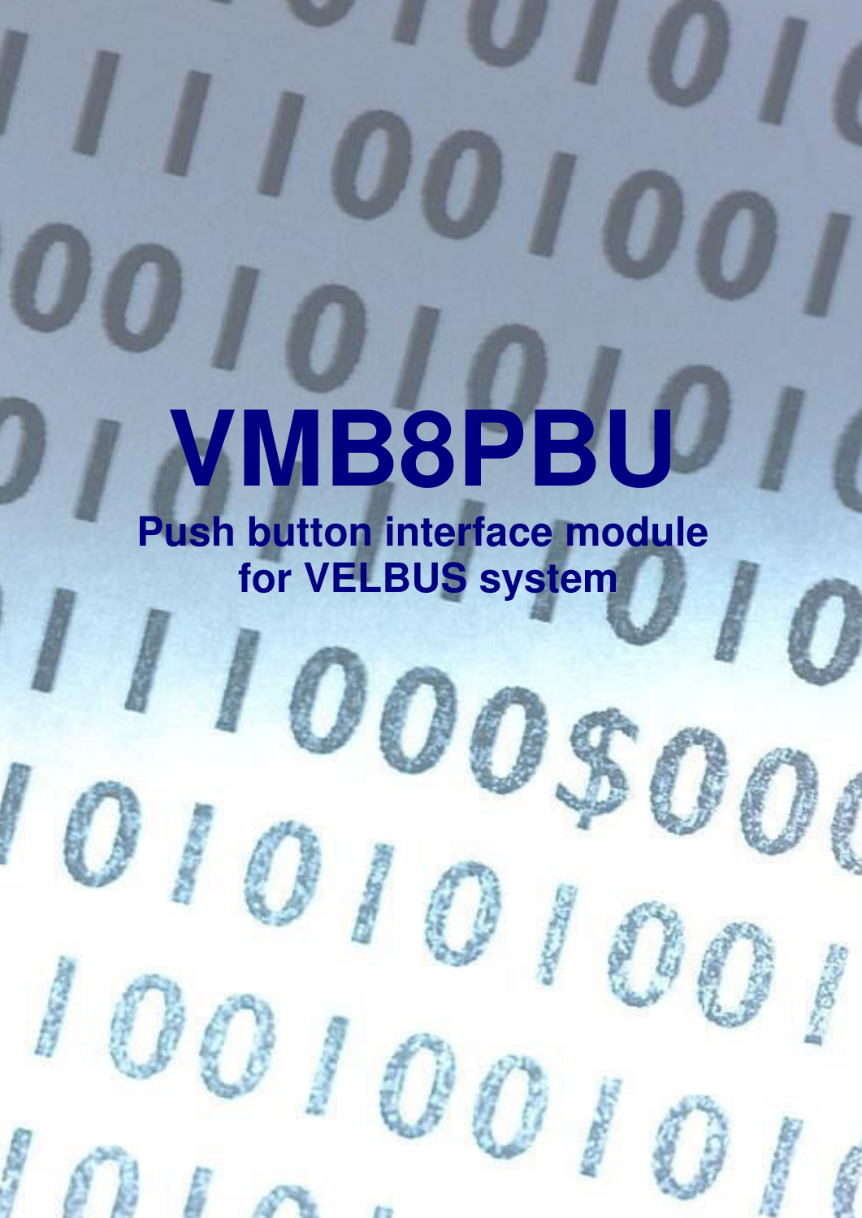# VMB8PBU

**Push button interface module for VELBUS system**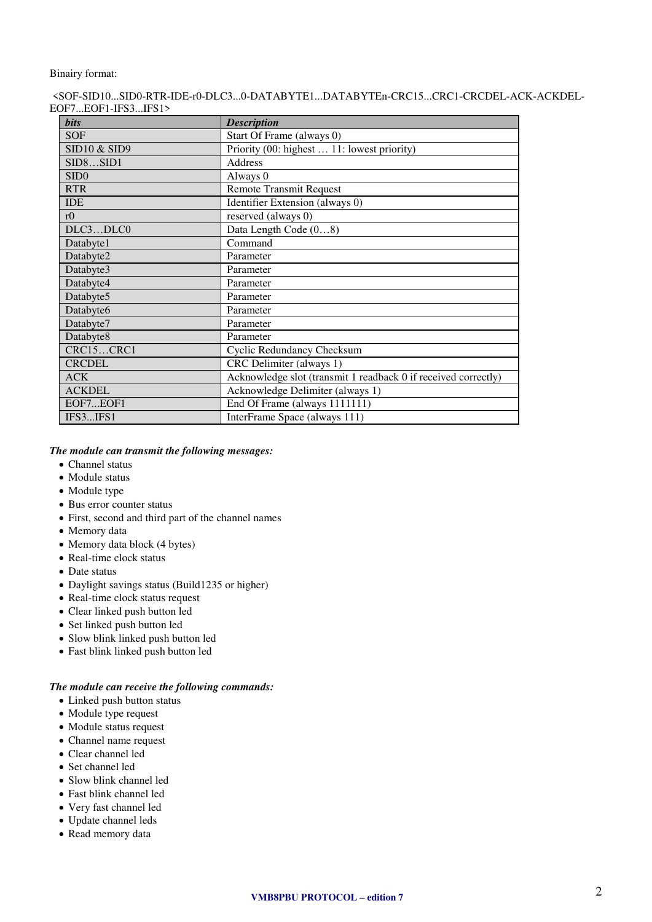Binairy format:

<SOF-SID10...SID0-RTR-IDE-r0-DLC3...0-DATABYTE1...DATABYTEn-CRC15...CRC1-CRCDEL-ACK-ACKDEL-EOF7...EOF1-IFS3...IFS1>

| *bits* | *Description* |
|---|---|
| SOF | Start Of Frame (always 0) |
| SID10 & SID9 | Priority (00: highest … 11: lowest priority) |
| SID8…SID1 | Address |
| SID0 | Always 0 |
| RTR | Remote Transmit Request |
| IDE | Identifier Extension (always 0) |
| r0 | reserved (always 0) |
| DLC3…DLC0 | Data Length Code (0…8) |
| Databyte1 | Command |
| Databyte2 | Parameter |
| Databyte3 | Parameter |
| Databyte4 | Parameter |
| Databyte5 | Parameter |
| Databyte6 | Parameter |
| Databyte7 | Parameter |
| Databyte8 | Parameter |
| CRC15…CRC1 | Cyclic Redundancy Checksum |
| CRCDEL | CRC Delimiter (always 1) |
| ACK | Acknowledge slot (transmit 1 readback 0 if received correctly) |
| ACKDEL | Acknowledge Delimiter (always 1) |
| EOF7...EOF1 | End Of Frame (always 1111111) |
| IFS3...IFS1 | InterFrame Space (always 111) |

***The module can transmit the following messages:***

- Channel status
- Module status
- Module type
- Bus error counter status
- First, second and third part of the channel names
- Memory data
- Memory data block (4 bytes)
- Real-time clock status
- Date status
- Daylight savings status (Build1235 or higher)
- Real-time clock status request
- Clear linked push button led
- Set linked push button led
- Slow blink linked push button led
- Fast blink linked push button led

***The module can receive the following commands:***

- Linked push button status
- Module type request
- Module status request
- Channel name request
- Clear channel led
- Set channel led
- Slow blink channel led
- Fast blink channel led
- Very fast channel led
- Update channel leds
- Read memory data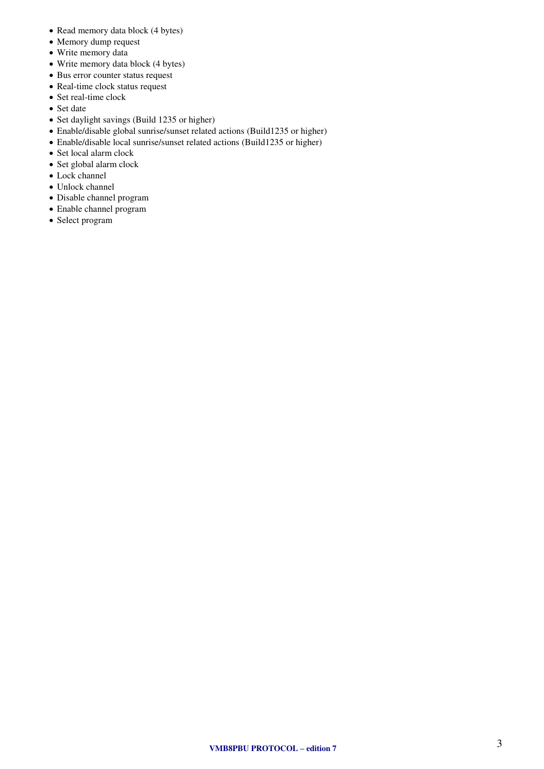- Read memory data block (4 bytes)
- Memory dump request
- Write memory data
- Write memory data block (4 bytes)
- Bus error counter status request
- Real-time clock status request
- Set real-time clock
- Set date
- Set daylight savings (Build 1235 or higher)
- Enable/disable global sunrise/sunset related actions (Build1235 or higher)
- Enable/disable local sunrise/sunset related actions (Build1235 or higher)
- Set local alarm clock
- Set global alarm clock
- Lock channel
- Unlock channel
- Disable channel program
- Enable channel program
- Select program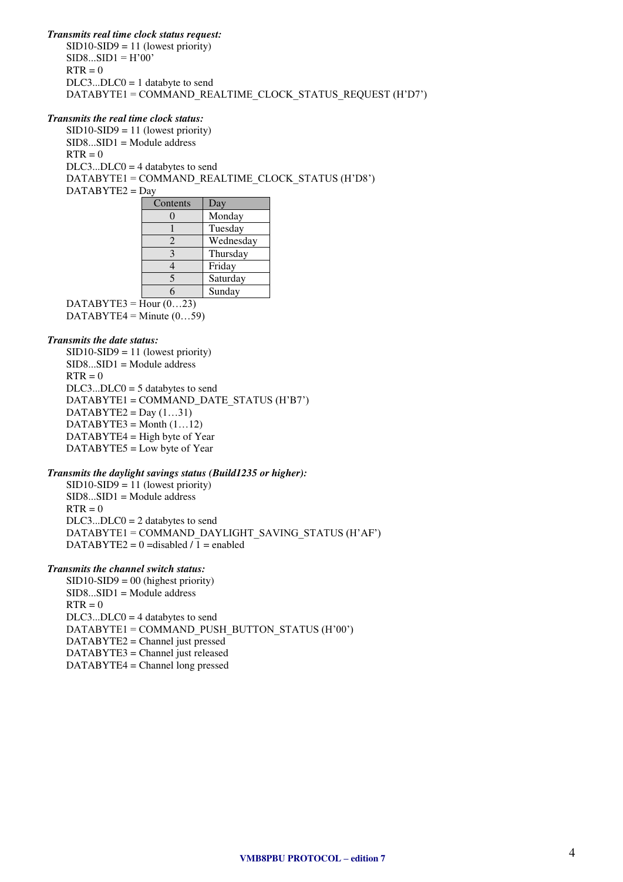***Transmits real time clock status request:***

SID10-SID9 = 11 (lowest priority)
SID8...SID1 = H'00'
RTR = 0
DLC3...DLC0 = 1 databyte to send
DATABYTE1 = COMMAND_REALTIME_CLOCK_STATUS_REQUEST (H'D7')

***Transmits the real time clock status:***

SID10-SID9 = 11 (lowest priority)
SID8...SID1 = Module address
RTR = 0
DLC3...DLC0 = 4 databytes to send
DATABYTE1 = COMMAND_REALTIME_CLOCK_STATUS (H'D8')
DATABYTE2 = Day

| Contents | Day |
|---|---|
| 0 | Monday |
| 1 | Tuesday |
| 2 | Wednesday |
| 3 | Thursday |
| 4 | Friday |
| 5 | Saturday |
| 6 | Sunday |

DATABYTE3 = Hour (0…23)
DATABYTE4 = Minute (0…59)

***Transmits the date status:***

SID10-SID9 = 11 (lowest priority)
SID8...SID1 = Module address
RTR = 0
DLC3...DLC0 = 5 databytes to send
DATABYTE1 = COMMAND_DATE_STATUS (H'B7')
DATABYTE2 = Day (1…31)
DATABYTE3 = Month (1…12)
DATABYTE4 = High byte of Year
DATABYTE5 = Low byte of Year

***Transmits the daylight savings status (Build1235 or higher):***

SID10-SID9 = 11 (lowest priority)
SID8...SID1 = Module address
RTR = 0
DLC3...DLC0 = 2 databytes to send
DATABYTE1 = COMMAND_DAYLIGHT_SAVING_STATUS (H'AF')
DATABYTE2 = 0 =disabled / 1 = enabled

***Transmits the channel switch status:***

SID10-SID9 = 00 (highest priority)
SID8...SID1 = Module address
RTR = 0
DLC3...DLC0 = 4 databytes to send
DATABYTE1 = COMMAND_PUSH_BUTTON_STATUS (H'00')
DATABYTE2 = Channel just pressed
DATABYTE3 = Channel just released
DATABYTE4 = Channel long pressed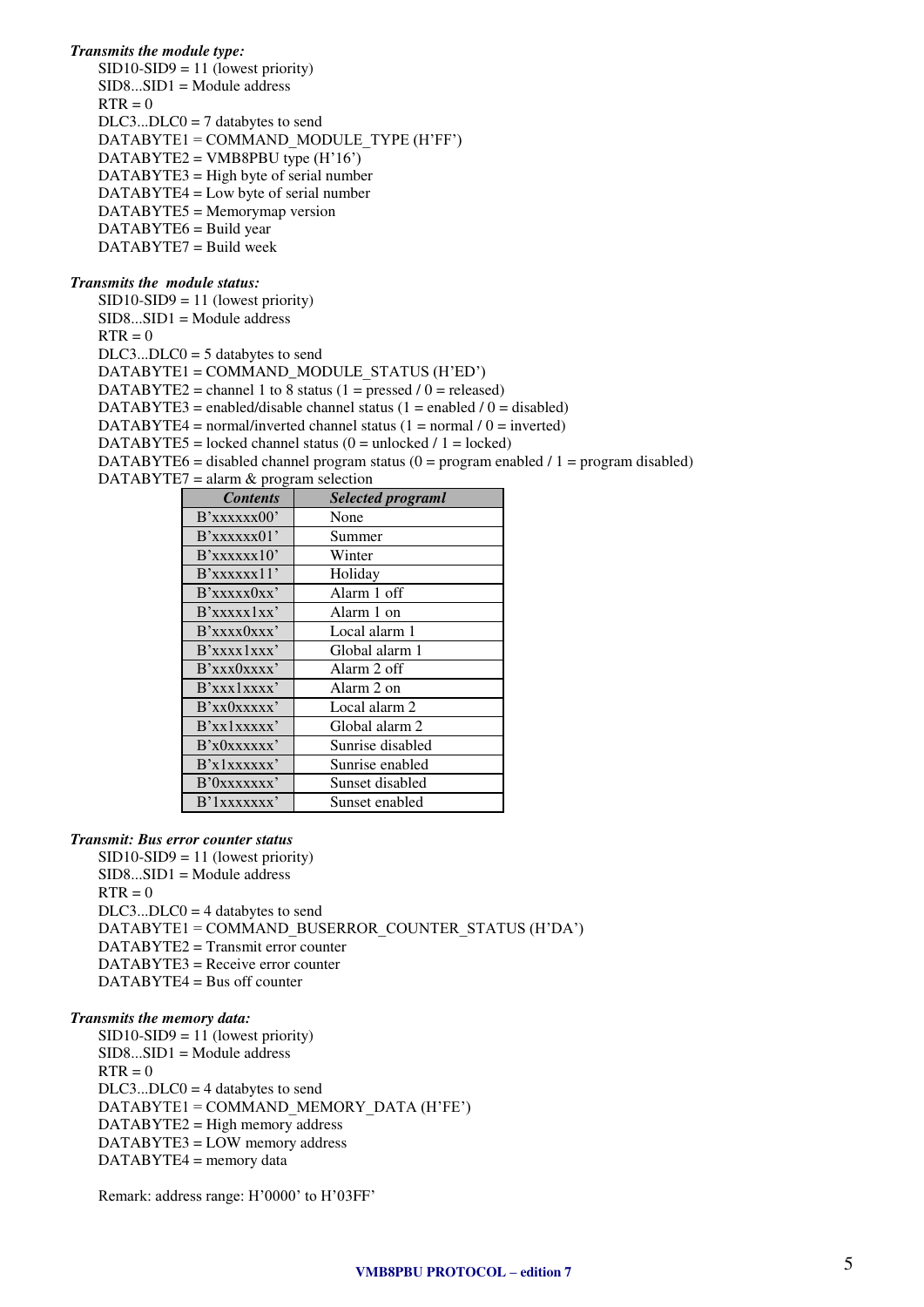***Transmits the module type:***

SID10-SID9 = 11 (lowest priority)
SID8...SID1 = Module address
RTR = 0
DLC3...DLC0 = 7 databytes to send
DATABYTE1 = COMMAND_MODULE_TYPE (H'FF')
DATABYTE2 = VMB8PBU type (H'16')
DATABYTE3 = High byte of serial number
DATABYTE4 = Low byte of serial number
DATABYTE5 = Memorymap version
DATABYTE6 = Build year
DATABYTE7 = Build week

***Transmits the module status:***

SID10-SID9 = 11 (lowest priority)
SID8...SID1 = Module address
RTR = 0
DLC3...DLC0 = 5 databytes to send
DATABYTE1 = COMMAND_MODULE_STATUS (H'ED')
DATABYTE2 = channel 1 to 8 status (1 = pressed / 0 = released)
DATABYTE3 = enabled/disable channel status (1 = enabled / 0 = disabled)
DATABYTE4 = normal/inverted channel status (1 = normal / 0 = inverted)
DATABYTE5 = locked channel status (0 = unlocked / 1 = locked)
DATABYTE6 = disabled channel program status (0 = program enabled / 1 = program disabled)
DATABYTE7 = alarm & program selection

| *Contents* | *Selected programl* |
|---|---|
| B'xxxxxx00' | None |
| B'xxxxxx01' | Summer |
| B'xxxxxx10' | Winter |
| B'xxxxxx11' | Holiday |
| B'xxxxx0xx' | Alarm 1 off |
| B'xxxxx1xx' | Alarm 1 on |
| B'xxxx0xxx' | Local alarm 1 |
| B'xxxx1xxx' | Global alarm 1 |
| B'xxx0xxxx' | Alarm 2 off |
| B'xxx1xxxx' | Alarm 2 on |
| B'xx0xxxxx' | Local alarm 2 |
| B'xx1xxxxx' | Global alarm 2 |
| B'x0xxxxxx' | Sunrise disabled |
| B'x1xxxxxx' | Sunrise enabled |
| B'0xxxxxxx' | Sunset disabled |
| B'1xxxxxxx' | Sunset enabled |

***Transmit: Bus error counter status***

SID10-SID9 = 11 (lowest priority)
SID8...SID1 = Module address
RTR = 0
DLC3...DLC0 = 4 databytes to send
DATABYTE1 = COMMAND_BUSERROR_COUNTER_STATUS (H'DA')
DATABYTE2 = Transmit error counter
DATABYTE3 = Receive error counter
DATABYTE4 = Bus off counter

***Transmits the memory data:***

SID10-SID9 = 11 (lowest priority)
SID8...SID1 = Module address
RTR = 0
DLC3...DLC0 = 4 databytes to send
DATABYTE1 = COMMAND_MEMORY_DATA (H'FE')
DATABYTE2 = High memory address
DATABYTE3 = LOW memory address
DATABYTE4 = memory data

Remark: address range: H'0000' to H'03FF'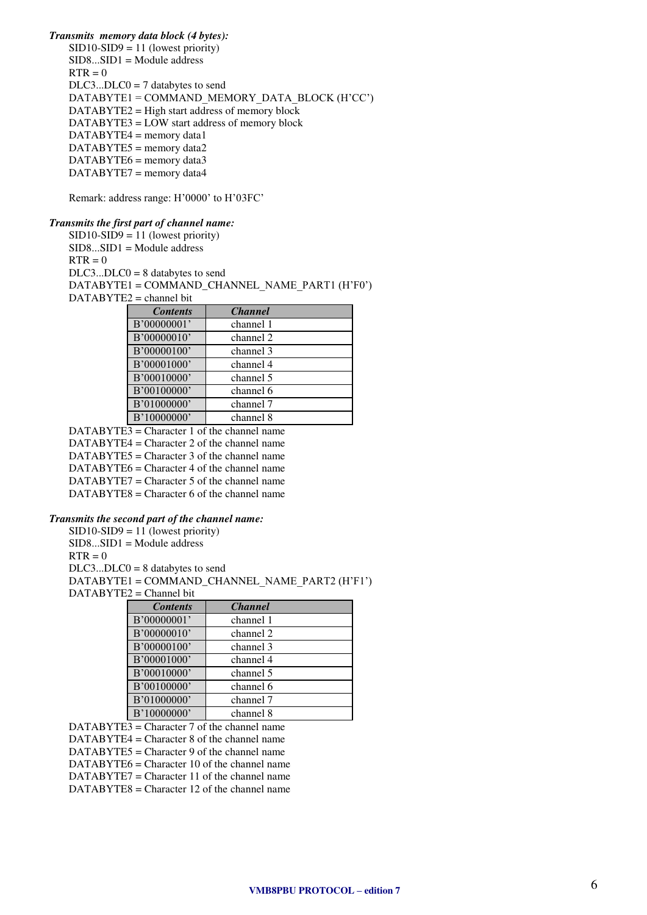***Transmits memory data block (4 bytes):***

SID10-SID9 = 11 (lowest priority)
SID8...SID1 = Module address
RTR = 0
DLC3...DLC0 = 7 databytes to send
DATABYTE1 = COMMAND_MEMORY_DATA_BLOCK (H'CC')
DATABYTE2 = High start address of memory block
DATABYTE3 = LOW start address of memory block
DATABYTE4 = memory data1
DATABYTE5 = memory data2
DATABYTE6 = memory data3
DATABYTE7 = memory data4

Remark: address range: H'0000' to H'03FC'

***Transmits the first part of channel name:***

SID10-SID9 = 11 (lowest priority)
SID8...SID1 = Module address
RTR = 0
DLC3...DLC0 = 8 databytes to send
DATABYTE1 = COMMAND_CHANNEL_NAME_PART1 (H'F0')
DATABYTE2 = channel bit

| *Contents* | *Channel* |
|---|---|
| B'00000001' | channel 1 |
| B'00000010' | channel 2 |
| B'00000100' | channel 3 |
| B'00001000' | channel 4 |
| B'00010000' | channel 5 |
| B'00100000' | channel 6 |
| B'01000000' | channel 7 |
| B'10000000' | channel 8 |

DATABYTE3 = Character 1 of the channel name
DATABYTE4 = Character 2 of the channel name
DATABYTE5 = Character 3 of the channel name
DATABYTE6 = Character 4 of the channel name
DATABYTE7 = Character 5 of the channel name
DATABYTE8 = Character 6 of the channel name

***Transmits the second part of the channel name:***

SID10-SID9 = 11 (lowest priority)
SID8...SID1 = Module address
RTR = 0
DLC3...DLC0 = 8 databytes to send
DATABYTE1 = COMMAND_CHANNEL_NAME_PART2 (H'F1')
DATABYTE2 = Channel bit

| *Contents* | *Channel* |
|---|---|
| B'00000001' | channel 1 |
| B'00000010' | channel 2 |
| B'00000100' | channel 3 |
| B'00001000' | channel 4 |
| B'00010000' | channel 5 |
| B'00100000' | channel 6 |
| B'01000000' | channel 7 |
| B'10000000' | channel 8 |

DATABYTE3 = Character 7 of the channel name
DATABYTE4 = Character 8 of the channel name
DATABYTE5 = Character 9 of the channel name
DATABYTE6 = Character 10 of the channel name
DATABYTE7 = Character 11 of the channel name
DATABYTE8 = Character 12 of the channel name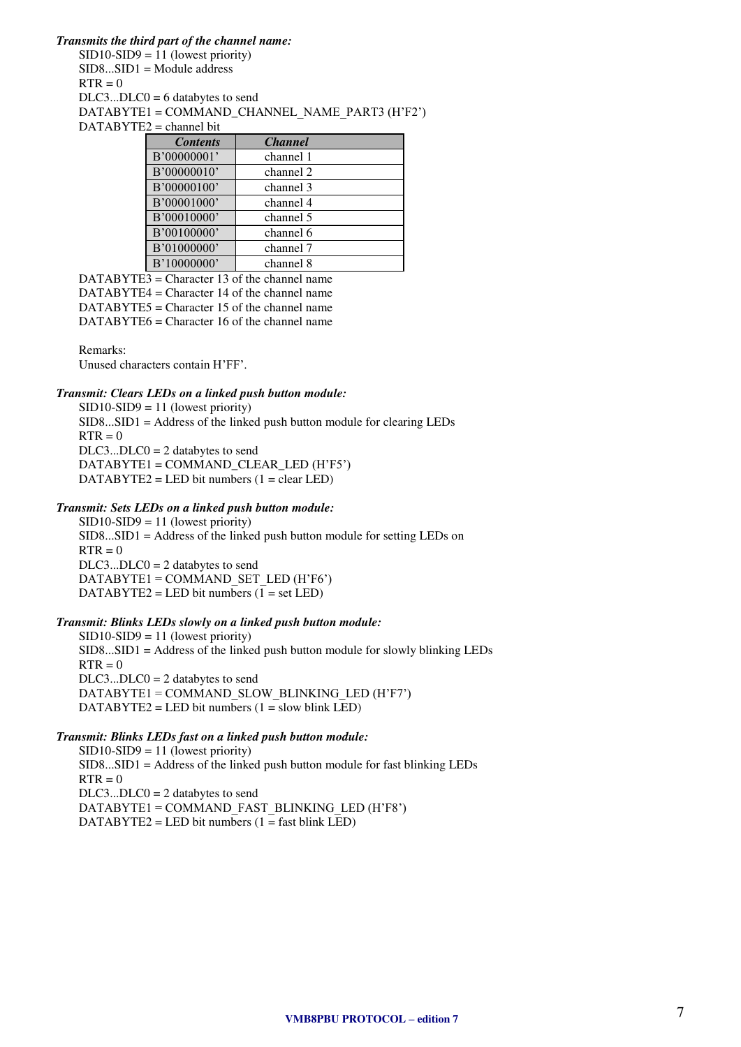***Transmits the third part of the channel name:***

SID10-SID9 = 11 (lowest priority)
SID8...SID1 = Module address
RTR = 0
DLC3...DLC0 = 6 databytes to send
DATABYTE1 = COMMAND_CHANNEL_NAME_PART3 (H'F2')
DATABYTE2 = channel bit

| *Contents* | *Channel* |
|---|---|
| B'00000001' | channel 1 |
| B'00000010' | channel 2 |
| B'00000100' | channel 3 |
| B'00001000' | channel 4 |
| B'00010000' | channel 5 |
| B'00100000' | channel 6 |
| B'01000000' | channel 7 |
| B'10000000' | channel 8 |

DATABYTE3 = Character 13 of the channel name
DATABYTE4 = Character 14 of the channel name
DATABYTE5 = Character 15 of the channel name
DATABYTE6 = Character 16 of the channel name

Remarks:
Unused characters contain H'FF'.

***Transmit: Clears LEDs on a linked push button module:***

SID10-SID9 = 11 (lowest priority)
SID8...SID1 = Address of the linked push button module for clearing LEDs
RTR = 0
DLC3...DLC0 = 2 databytes to send
DATABYTE1 = COMMAND_CLEAR_LED (H'F5')
DATABYTE2 = LED bit numbers (1 = clear LED)

***Transmit: Sets LEDs on a linked push button module:***

SID10-SID9 = 11 (lowest priority)
SID8...SID1 = Address of the linked push button module for setting LEDs on
RTR = 0
DLC3...DLC0 = 2 databytes to send
DATABYTE1 = COMMAND_SET_LED (H'F6')
DATABYTE2 = LED bit numbers (1 = set LED)

***Transmit: Blinks LEDs slowly on a linked push button module:***

SID10-SID9 = 11 (lowest priority)
SID8...SID1 = Address of the linked push button module for slowly blinking LEDs
RTR = 0
DLC3...DLC0 = 2 databytes to send
DATABYTE1 = COMMAND_SLOW_BLINKING_LED (H'F7')
DATABYTE2 = LED bit numbers (1 = slow blink LED)

***Transmit: Blinks LEDs fast on a linked push button module:***

SID10-SID9 = 11 (lowest priority)
SID8...SID1 = Address of the linked push button module for fast blinking LEDs
RTR = 0
DLC3...DLC0 = 2 databytes to send
DATABYTE1 = COMMAND_FAST_BLINKING_LED (H'F8')
DATABYTE2 = LED bit numbers (1 = fast blink LED)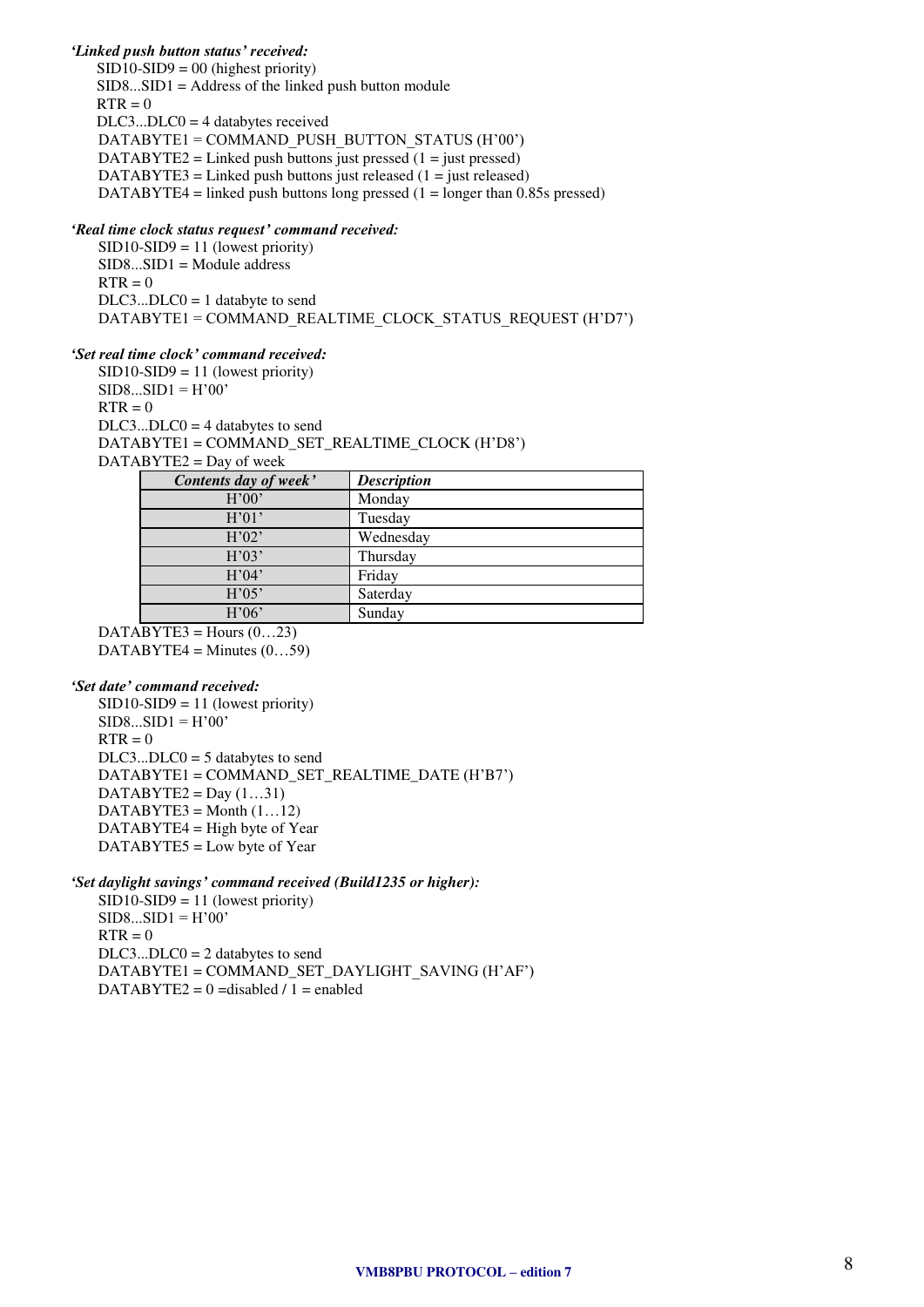***'Linked push button status' received:***

SID10-SID9 = 00 (highest priority)
SID8...SID1 = Address of the linked push button module
RTR = 0
DLC3...DLC0 = 4 databytes received
DATABYTE1 = COMMAND_PUSH_BUTTON_STATUS (H'00')
DATABYTE2 = Linked push buttons just pressed (1 = just pressed)
DATABYTE3 = Linked push buttons just released (1 = just released)
DATABYTE4 = linked push buttons long pressed (1 = longer than 0.85s pressed)

***'Real time clock status request' command received:***

SID10-SID9 = 11 (lowest priority)
SID8...SID1 = Module address
RTR = 0
DLC3...DLC0 = 1 databyte to send
DATABYTE1 = COMMAND_REALTIME_CLOCK_STATUS_REQUEST (H'D7')

***'Set real time clock' command received:***

SID10-SID9 = 11 (lowest priority)
SID8...SID1 = H'00'
RTR = 0
DLC3...DLC0 = 4 databytes to send
DATABYTE1 = COMMAND_SET_REALTIME_CLOCK (H'D8')
DATABYTE2 = Day of week

| *Contents day of week'* | *Description* |
|---|---|
| H'00' | Monday |
| H'01' | Tuesday |
| H'02' | Wednesday |
| H'03' | Thursday |
| H'04' | Friday |
| H'05' | Saterday |
| H'06' | Sunday |

DATABYTE3 = Hours (0…23)
DATABYTE4 = Minutes (0…59)

***'Set date' command received:***

SID10-SID9 = 11 (lowest priority)
SID8...SID1 = H'00'
RTR = 0
DLC3...DLC0 = 5 databytes to send
DATABYTE1 = COMMAND_SET_REALTIME_DATE (H'B7')
DATABYTE2 = Day (1…31)
DATABYTE3 = Month (1…12)
DATABYTE4 = High byte of Year
DATABYTE5 = Low byte of Year

***'Set daylight savings' command received (Build1235 or higher):***

SID10-SID9 = 11 (lowest priority)
SID8...SID1 = H'00'
RTR = 0
DLC3...DLC0 = 2 databytes to send
DATABYTE1 = COMMAND_SET_DAYLIGHT_SAVING (H'AF')
DATABYTE2 = 0 =disabled / 1 = enabled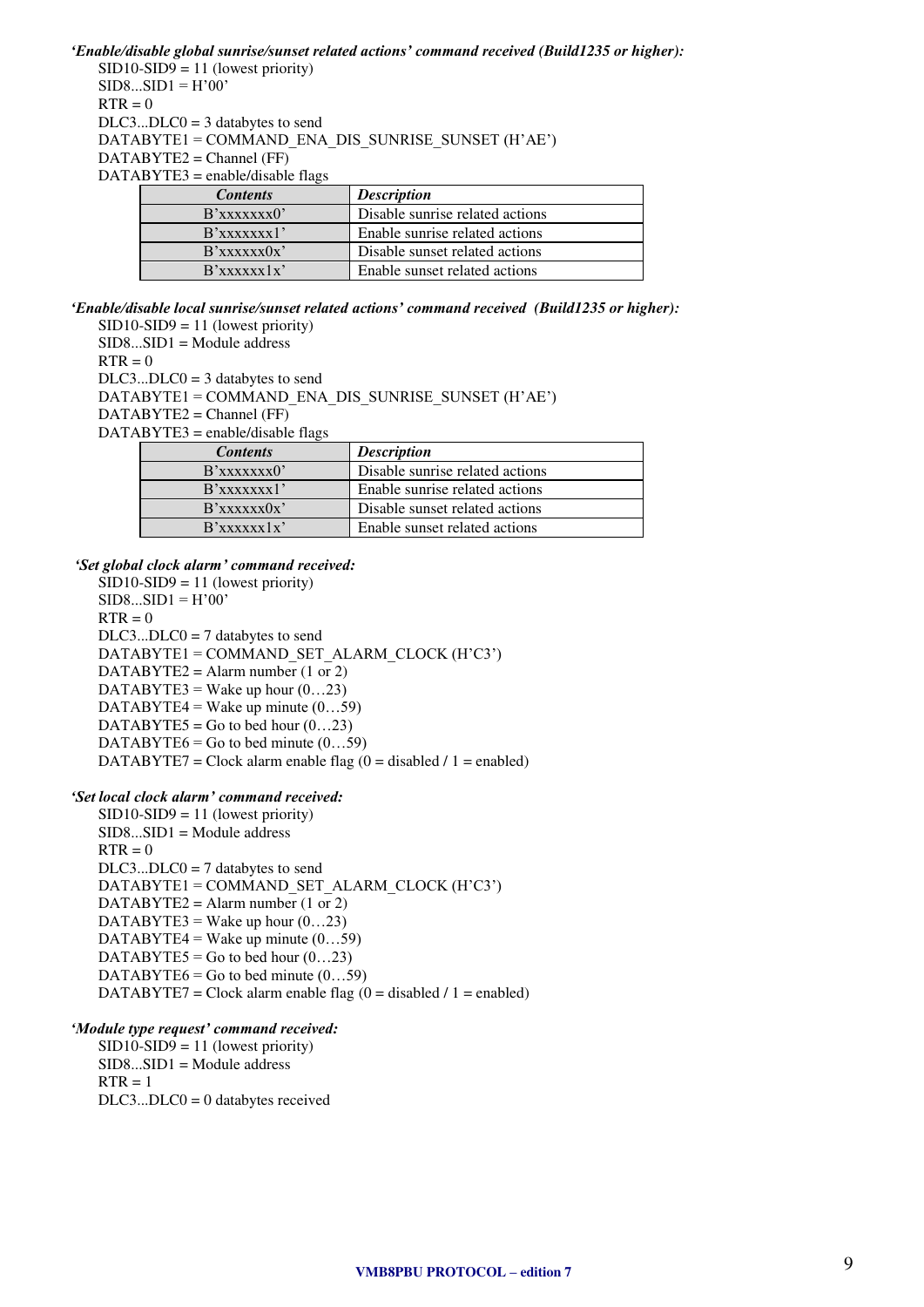***'Enable/disable global sunrise/sunset related actions' command received (Build1235 or higher):***

SID10-SID9 = 11 (lowest priority)
SID8...SID1 = H'00'
RTR = 0
DLC3...DLC0 = 3 databytes to send
DATABYTE1 = COMMAND_ENA_DIS_SUNRISE_SUNSET (H'AE')
DATABYTE2 = Channel (FF)
DATABYTE3 = enable/disable flags

| *Contents* | *Description* |
|---|---|
| B'xxxxxxx0' | Disable sunrise related actions |
| B'xxxxxxx1' | Enable sunrise related actions |
| B'xxxxxx0x' | Disable sunset related actions |
| B'xxxxxx1x' | Enable sunset related actions |

***'Enable/disable local sunrise/sunset related actions' command received (Build1235 or higher):***

SID10-SID9 = 11 (lowest priority)
SID8...SID1 = Module address
RTR = 0
DLC3...DLC0 = 3 databytes to send
DATABYTE1 = COMMAND_ENA_DIS_SUNRISE_SUNSET (H'AE')
DATABYTE2 = Channel (FF)
DATABYTE3 = enable/disable flags

| *Contents* | *Description* |
|---|---|
| B'xxxxxxx0' | Disable sunrise related actions |
| B'xxxxxxx1' | Enable sunrise related actions |
| B'xxxxxx0x' | Disable sunset related actions |
| B'xxxxxx1x' | Enable sunset related actions |

***'Set global clock alarm' command received:***

SID10-SID9 = 11 (lowest priority)
SID8...SID1 = H'00'
RTR = 0
DLC3...DLC0 = 7 databytes to send
DATABYTE1 = COMMAND_SET_ALARM_CLOCK (H'C3')
DATABYTE2 = Alarm number (1 or 2)
DATABYTE3 = Wake up hour (0…23)
DATABYTE4 = Wake up minute (0…59)
DATABYTE5 = Go to bed hour (0…23)
DATABYTE6 = Go to bed minute (0…59)
DATABYTE7 = Clock alarm enable flag (0 = disabled / 1 = enabled)

***'Set local clock alarm' command received:***

SID10-SID9 = 11 (lowest priority)
SID8...SID1 = Module address
RTR = 0
DLC3...DLC0 = 7 databytes to send
DATABYTE1 = COMMAND_SET_ALARM_CLOCK (H'C3')
DATABYTE2 = Alarm number (1 or 2)
DATABYTE3 = Wake up hour (0…23)
DATABYTE4 = Wake up minute (0…59)
DATABYTE5 = Go to bed hour (0…23)
DATABYTE6 = Go to bed minute (0…59)
DATABYTE7 = Clock alarm enable flag (0 = disabled / 1 = enabled)

***'Module type request' command received:***

SID10-SID9 = 11 (lowest priority)
SID8...SID1 = Module address
RTR = 1
DLC3...DLC0 = 0 databytes received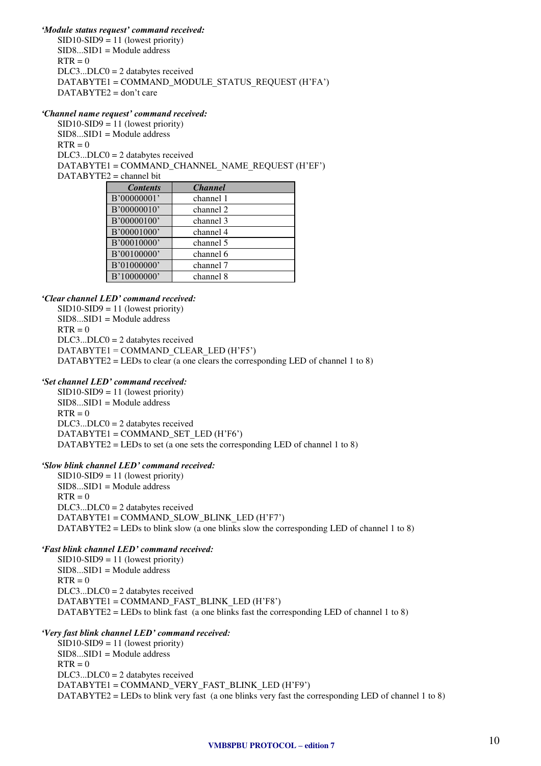***'Module status request' command received:***

SID10-SID9 = 11 (lowest priority)
SID8...SID1 = Module address
RTR = 0
DLC3...DLC0 = 2 databytes received
DATABYTE1 = COMMAND_MODULE_STATUS_REQUEST (H'FA')
DATABYTE2 = don't care

***'Channel name request' command received:***

SID10-SID9 = 11 (lowest priority)
SID8...SID1 = Module address
RTR = 0
DLC3...DLC0 = 2 databytes received
DATABYTE1 = COMMAND_CHANNEL_NAME_REQUEST (H'EF')
DATABYTE2 = channel bit

| *Contents* | *Channel* |
|---|---|
| B'00000001' | channel 1 |
| B'00000010' | channel 2 |
| B'00000100' | channel 3 |
| B'00001000' | channel 4 |
| B'00010000' | channel 5 |
| B'00100000' | channel 6 |
| B'01000000' | channel 7 |
| B'10000000' | channel 8 |

***'Clear channel LED' command received:***

SID10-SID9 = 11 (lowest priority)
SID8...SID1 = Module address
RTR = 0
DLC3...DLC0 = 2 databytes received
DATABYTE1 = COMMAND_CLEAR_LED (H'F5')
DATABYTE2 = LEDs to clear (a one clears the corresponding LED of channel 1 to 8)

***'Set channel LED' command received:***

SID10-SID9 = 11 (lowest priority)
SID8...SID1 = Module address
RTR = 0
DLC3...DLC0 = 2 databytes received
DATABYTE1 = COMMAND_SET_LED (H'F6')
DATABYTE2 = LEDs to set (a one sets the corresponding LED of channel 1 to 8)

***'Slow blink channel LED' command received:***

SID10-SID9 = 11 (lowest priority)
SID8...SID1 = Module address
RTR = 0
DLC3...DLC0 = 2 databytes received
DATABYTE1 = COMMAND_SLOW_BLINK_LED (H'F7')
DATABYTE2 = LEDs to blink slow (a one blinks slow the corresponding LED of channel 1 to 8)

***'Fast blink channel LED' command received:***

SID10-SID9 = 11 (lowest priority)
SID8...SID1 = Module address
RTR = 0
DLC3...DLC0 = 2 databytes received
DATABYTE1 = COMMAND_FAST_BLINK_LED (H'F8')
DATABYTE2 = LEDs to blink fast (a one blinks fast the corresponding LED of channel 1 to 8)

***'Very fast blink channel LED' command received:***

SID10-SID9 = 11 (lowest priority)
SID8...SID1 = Module address
RTR = 0
DLC3...DLC0 = 2 databytes received
DATABYTE1 = COMMAND_VERY_FAST_BLINK_LED (H'F9')
DATABYTE2 = LEDs to blink very fast (a one blinks very fast the corresponding LED of channel 1 to 8)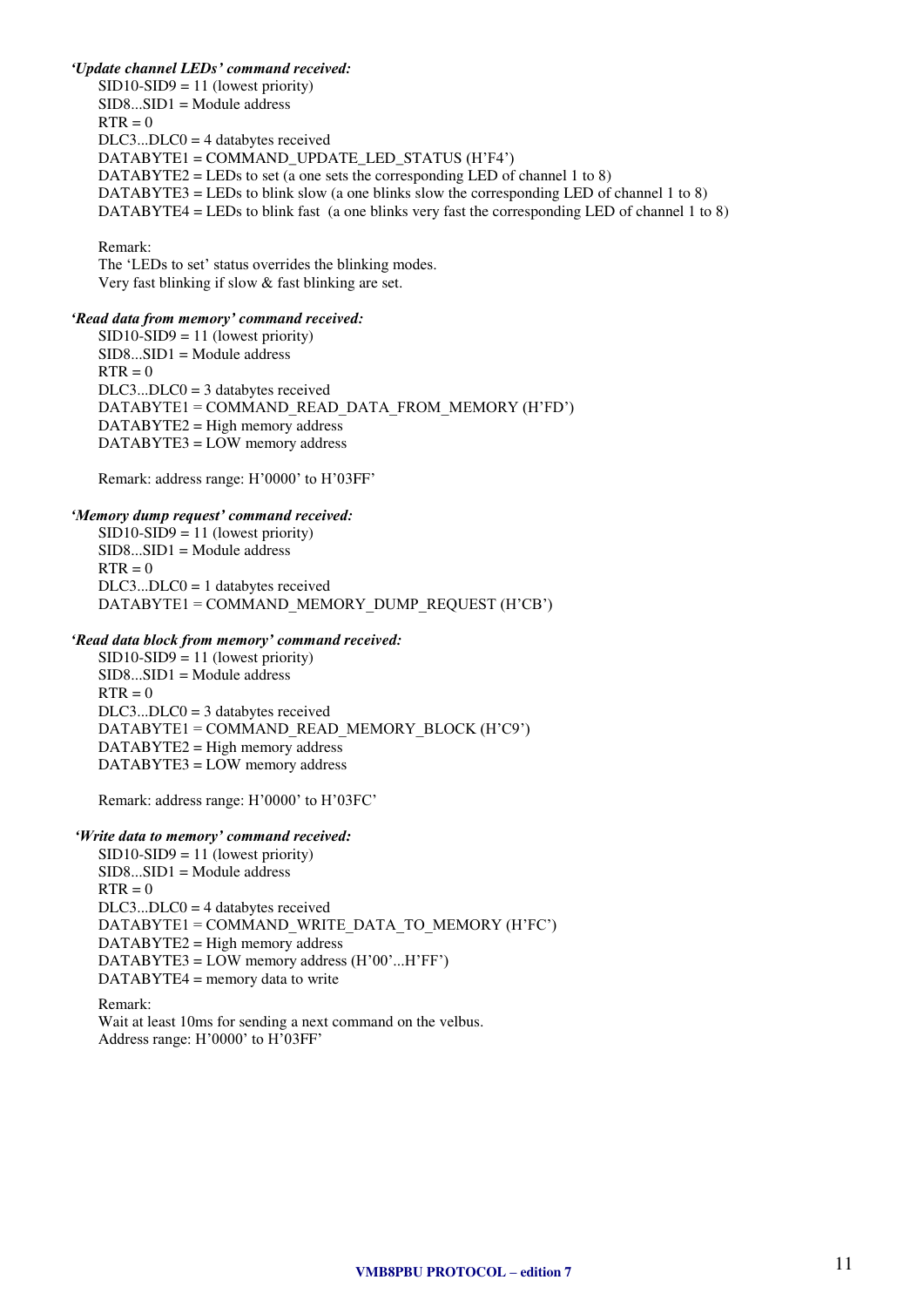***'Update channel LEDs' command received:***

SID10-SID9 = 11 (lowest priority)
SID8...SID1 = Module address
RTR = 0
DLC3...DLC0 = 4 databytes received
DATABYTE1 = COMMAND_UPDATE_LED_STATUS (H'F4')
DATABYTE2 = LEDs to set (a one sets the corresponding LED of channel 1 to 8)
DATABYTE3 = LEDs to blink slow (a one blinks slow the corresponding LED of channel 1 to 8)
DATABYTE4 = LEDs to blink fast (a one blinks very fast the corresponding LED of channel 1 to 8)

Remark:
The 'LEDs to set' status overrides the blinking modes.
Very fast blinking if slow & fast blinking are set.

***'Read data from memory' command received:***

SID10-SID9 = 11 (lowest priority)
SID8...SID1 = Module address
RTR = 0
DLC3...DLC0 = 3 databytes received
DATABYTE1 = COMMAND_READ_DATA_FROM_MEMORY (H'FD')
DATABYTE2 = High memory address
DATABYTE3 = LOW memory address

Remark: address range: H'0000' to H'03FF'

***'Memory dump request' command received:***

SID10-SID9 = 11 (lowest priority)
SID8...SID1 = Module address
RTR = 0
DLC3...DLC0 = 1 databytes received
DATABYTE1 = COMMAND_MEMORY_DUMP_REQUEST (H'CB')

***'Read data block from memory' command received:***

SID10-SID9 = 11 (lowest priority)
SID8...SID1 = Module address
RTR = 0
DLC3...DLC0 = 3 databytes received
DATABYTE1 = COMMAND_READ_MEMORY_BLOCK (H'C9')
DATABYTE2 = High memory address
DATABYTE3 = LOW memory address

Remark: address range: H'0000' to H'03FC'

***'Write data to memory' command received:***

SID10-SID9 = 11 (lowest priority)
SID8...SID1 = Module address
RTR = 0
DLC3...DLC0 = 4 databytes received
DATABYTE1 = COMMAND_WRITE_DATA_TO_MEMORY (H'FC')
DATABYTE2 = High memory address
DATABYTE3 = LOW memory address (H'00'...H'FF')
DATABYTE4 = memory data to write

Remark:
Wait at least 10ms for sending a next command on the velbus.
Address range: H'0000' to H'03FF'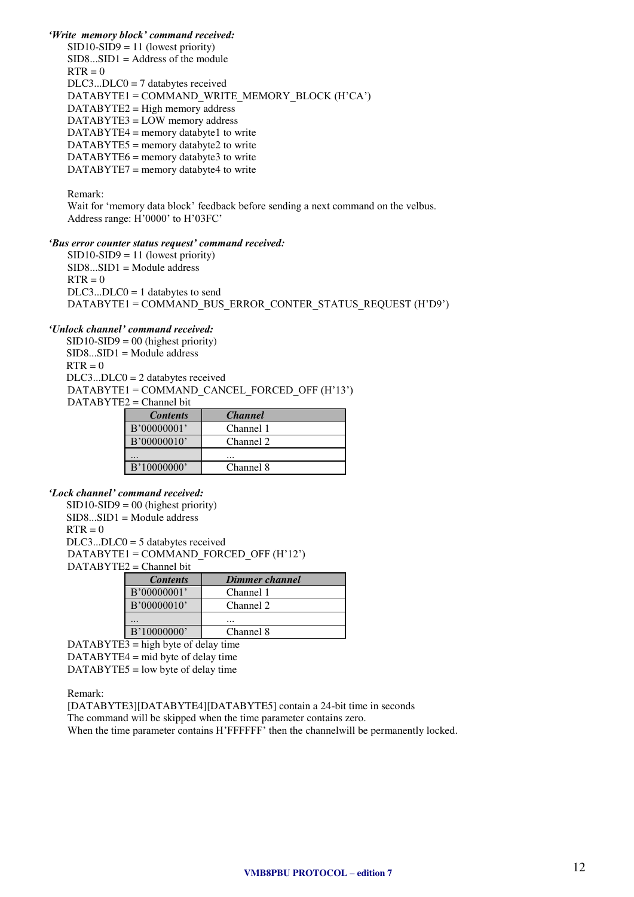***'Write  memory block' command received:***

SID10-SID9 = 11 (lowest priority)
SID8...SID1 = Address of the module
RTR = 0
DLC3...DLC0 = 7 databytes received
DATABYTE1 = COMMAND_WRITE_MEMORY_BLOCK (H'CA')
DATABYTE2 = High memory address
DATABYTE3 = LOW memory address
DATABYTE4 = memory databyte1 to write
DATABYTE5 = memory databyte2 to write
DATABYTE6 = memory databyte3 to write
DATABYTE7 = memory databyte4 to write

Remark:
Wait for 'memory data block' feedback before sending a next command on the velbus.
Address range: H'0000' to H'03FC'

***'Bus error counter status request' command received:***

SID10-SID9 = 11 (lowest priority)
SID8...SID1 = Module address
RTR = 0
DLC3...DLC0 = 1 databytes to send
DATABYTE1 = COMMAND_BUS_ERROR_CONTER_STATUS_REQUEST (H'D9')

***'Unlock channel' command received:***

SID10-SID9 = 00 (highest priority)
SID8...SID1 = Module address
RTR = 0
DLC3...DLC0 = 2 databytes received
DATABYTE1 = COMMAND_CANCEL_FORCED_OFF (H'13')
DATABYTE2 = Channel bit

| *Contents* | *Channel* |
|---|---|
| B'00000001' | Channel 1 |
| B'00000010' | Channel 2 |
| ... | ... |
| B'10000000' | Channel 8 |

***'Lock channel' command received:***

SID10-SID9 = 00 (highest priority)
SID8...SID1 = Module address
RTR = 0
DLC3...DLC0 = 5 databytes received
DATABYTE1 = COMMAND_FORCED_OFF (H'12')
DATABYTE2 = Channel bit

| *Contents* | *Dimmer channel* |
|---|---|
| B'00000001' | Channel 1 |
| B'00000010' | Channel 2 |
| ... | ... |
| B'10000000' | Channel 8 |

DATABYTE3 = high byte of delay time
DATABYTE4 = mid byte of delay time
DATABYTE5 = low byte of delay time

Remark:
[DATABYTE3][DATABYTE4][DATABYTE5] contain a 24-bit time in seconds
The command will be skipped when the time parameter contains zero.
When the time parameter contains H'FFFFFF' then the channelwill be permanently locked.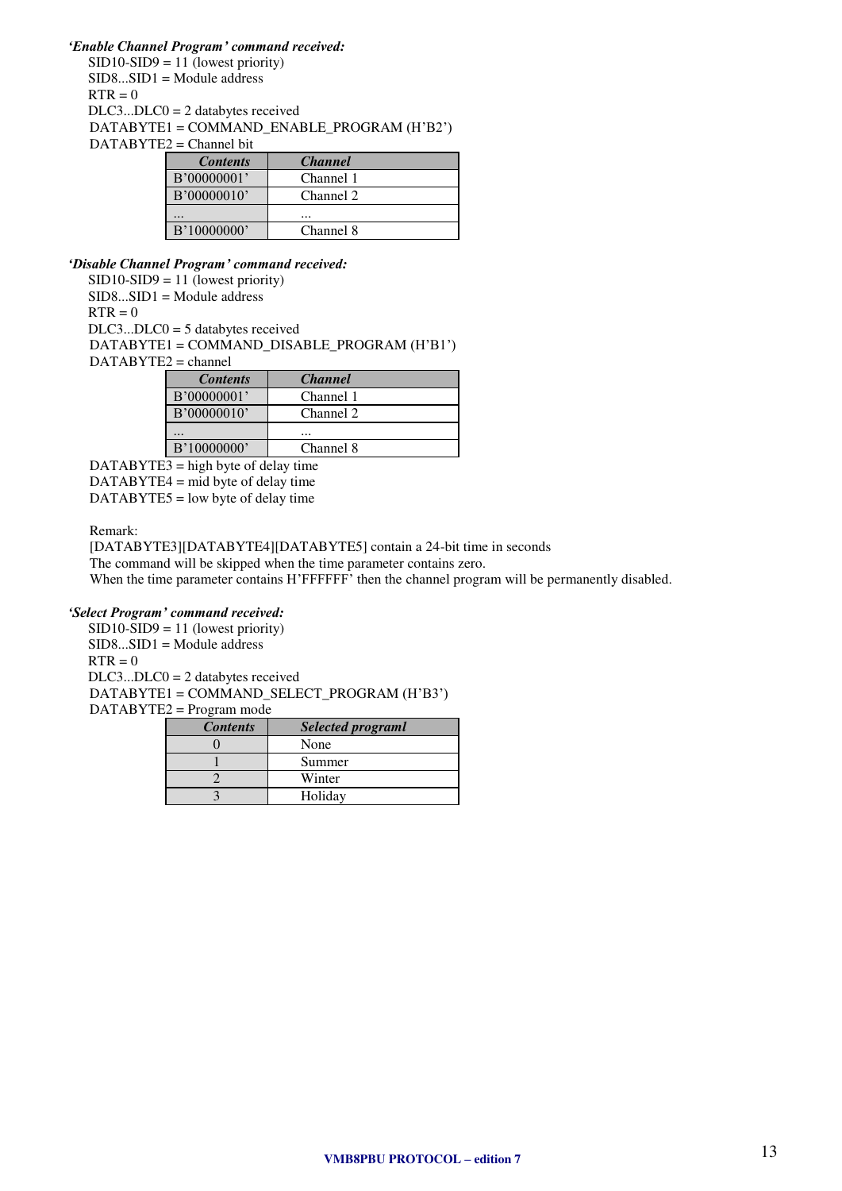***'Enable Channel Program' command received:***

SID10-SID9 = 11 (lowest priority)
SID8...SID1 = Module address
RTR = 0
DLC3...DLC0 = 2 databytes received
DATABYTE1 = COMMAND_ENABLE_PROGRAM (H'B2')
DATABYTE2 = Channel bit

| *Contents* | *Channel* |
|---|---|
| B'00000001' | Channel 1 |
| B'00000010' | Channel 2 |
| ... | ... |
| B'10000000' | Channel 8 |

***'Disable Channel Program' command received:***

SID10-SID9 = 11 (lowest priority)
SID8...SID1 = Module address
RTR = 0
DLC3...DLC0 = 5 databytes received
DATABYTE1 = COMMAND_DISABLE_PROGRAM (H'B1')
DATABYTE2 = channel

| *Contents* | *Channel* |
|---|---|
| B'00000001' | Channel 1 |
| B'00000010' | Channel 2 |
| ... | ... |
| B'10000000' | Channel 8 |

DATABYTE3 = high byte of delay time
DATABYTE4 = mid byte of delay time
DATABYTE5 = low byte of delay time

Remark:
[DATABYTE3][DATABYTE4][DATABYTE5] contain a 24-bit time in seconds
The command will be skipped when the time parameter contains zero.
When the time parameter contains H'FFFFFF' then the channel program will be permanently disabled.

***'Select Program' command received:***

SID10-SID9 = 11 (lowest priority)
SID8...SID1 = Module address
RTR = 0
DLC3...DLC0 = 2 databytes received
DATABYTE1 = COMMAND_SELECT_PROGRAM (H'B3')
DATABYTE2 = Program mode

| *Contents* | *Selected programl* |
|---|---|
| 0 | None |
| 1 | Summer |
| 2 | Winter |
| 3 | Holiday |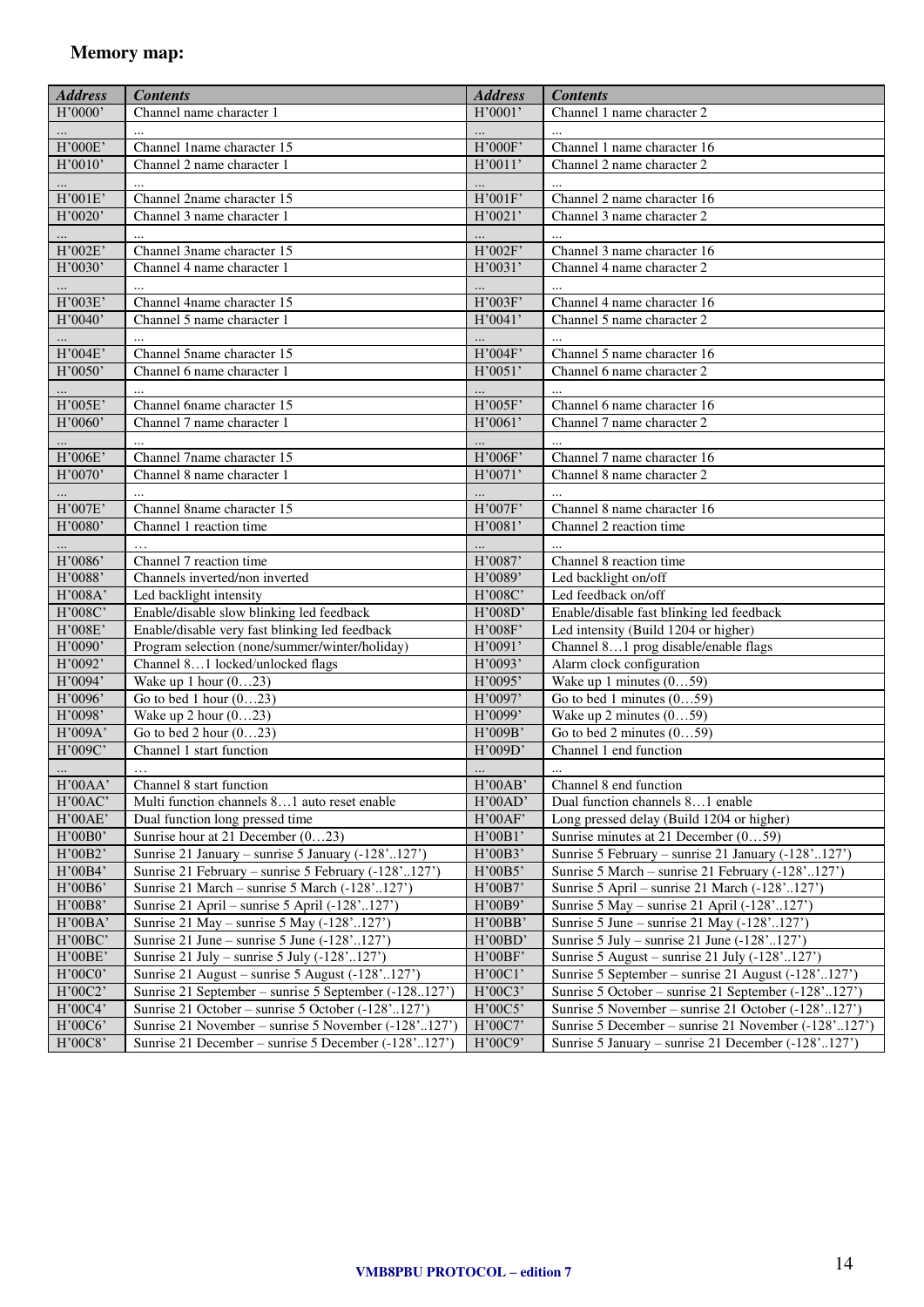**Memory map:**

| *Address* | *Contents* | *Address* | *Contents* |
|---|---|---|---|
| H'0000' | Channel name character 1 | H'0001' | Channel 1 name character 2 |
| … | … | … | … |
| H'000E' | Channel 1name character 15 | H'000F' | Channel 1 name character 16 |
| H'0010' | Channel 2 name character 1 | H'0011' | Channel 2 name character 2 |
| … | … | … | … |
| H'001E' | Channel 2name character 15 | H'001F' | Channel 2 name character 16 |
| H'0020' | Channel 3 name character 1 | H'0021' | Channel 3 name character 2 |
| … | … | … | … |
| H'002E' | Channel 3name character 15 | H'002F' | Channel 3 name character 16 |
| H'0030' | Channel 4 name character 1 | H'0031' | Channel 4 name character 2 |
| … | … | … | … |
| H'003E' | Channel 4name character 15 | H'003F' | Channel 4 name character 16 |
| H'0040' | Channel 5 name character 1 | H'0041' | Channel 5 name character 2 |
| … | … | … | … |
| H'004E' | Channel 5name character 15 | H'004F' | Channel 5 name character 16 |
| H'0050' | Channel 6 name character 1 | H'0051' | Channel 6 name character 2 |
| … | … | … | … |
| H'005E' | Channel 6name character 15 | H'005F' | Channel 6 name character 16 |
| H'0060' | Channel 7 name character 1 | H'0061' | Channel 7 name character 2 |
| … | … | … | … |
| H'006E' | Channel 7name character 15 | H'006F' | Channel 7 name character 16 |
| H'0070' | Channel 8 name character 1 | H'0071' | Channel 8 name character 2 |
| … | … | … | … |
| H'007E' | Channel 8name character 15 | H'007F' | Channel 8 name character 16 |
| H'0080' | Channel 1 reaction time | H'0081' | Channel 2 reaction time |
| … | … | … | … |
| H'0086' | Channel 7 reaction time | H'0087' | Channel 8 reaction time |
| H'0088' | Channels inverted/non inverted | H'0089' | Led backlight on/off |
| H'008A' | Led backlight intensity | H'008C' | Led feedback on/off |
| H'008C' | Enable/disable slow blinking led feedback | H'008D' | Enable/disable fast blinking led feedback |
| H'008E' | Enable/disable very fast blinking led feedback | H'008F' | Led intensity (Build 1204 or higher) |
| H'0090' | Program selection (none/summer/winter/holiday) | H'0091' | Channel 8…1 prog disable/enable flags |
| H'0092' | Channel 8…1 locked/unlocked flags | H'0093' | Alarm clock configuration |
| H'0094' | Wake up 1 hour (0…23) | H'0095' | Wake up 1 minutes (0…59) |
| H'0096' | Go to bed 1 hour (0…23) | H'0097' | Go to bed 1 minutes (0…59) |
| H'0098' | Wake up 2 hour (0…23) | H'0099' | Wake up 2 minutes (0…59) |
| H'009A' | Go to bed 2 hour (0…23) | H'009B' | Go to bed 2 minutes (0…59) |
| H'009C' | Channel 1 start function | H'009D' | Channel 1 end function |
| … | … | … | … |
| H'00AA' | Channel 8 start function | H'00AB' | Channel 8 end function |
| H'00AC' | Multi function channels 8…1 auto reset enable | H'00AD' | Dual function channels 8…1 enable |
| H'00AE' | Dual function long pressed time | H'00AF' | Long pressed delay (Build 1204 or higher) |
| H'00B0' | Sunrise hour at 21 December (0…23) | H'00B1' | Sunrise minutes at 21 December (0…59) |
| H'00B2' | Sunrise 21 January – sunrise 5 January (-128'..127') | H'00B3' | Sunrise 5 February – sunrise 21 January (-128'..127') |
| H'00B4' | Sunrise 21 February – sunrise 5 February (-128'..127') | H'00B5' | Sunrise 5 March – sunrise 21 February (-128'..127') |
| H'00B6' | Sunrise 21 March – sunrise 5 March (-128'..127') | H'00B7' | Sunrise 5 April – sunrise 21 March (-128'..127') |
| H'00B8' | Sunrise 21 April – sunrise 5 April (-128'..127') | H'00B9' | Sunrise 5 May – sunrise 21 April (-128'..127') |
| H'00BA' | Sunrise 21 May – sunrise 5 May (-128'..127') | H'00BB' | Sunrise 5 June – sunrise 21 May (-128'..127') |
| H'00BC' | Sunrise 21 June – sunrise 5 June (-128'..127') | H'00BD' | Sunrise 5 July – sunrise 21 June (-128'..127') |
| H'00BE' | Sunrise 21 July – sunrise 5 July (-128'..127') | H'00BF' | Sunrise 5 August – sunrise 21 July (-128'..127') |
| H'00C0' | Sunrise 21 August – sunrise 5 August (-128'..127') | H'00C1' | Sunrise 5 September – sunrise 21 August (-128'..127') |
| H'00C2' | Sunrise 21 September – sunrise 5 September (-128..127') | H'00C3' | Sunrise 5 October – sunrise 21 September (-128'..127') |
| H'00C4' | Sunrise 21 October – sunrise 5 October (-128'..127') | H'00C5' | Sunrise 5 November – sunrise 21 October (-128'..127') |
| H'00C6' | Sunrise 21 November – sunrise 5 November (-128'..127') | H'00C7' | Sunrise 5 December – sunrise 21 November (-128'..127') |
| H'00C8' | Sunrise 21 December – sunrise 5 December (-128'..127') | H'00C9' | Sunrise 5 January – sunrise 21 December (-128'..127') |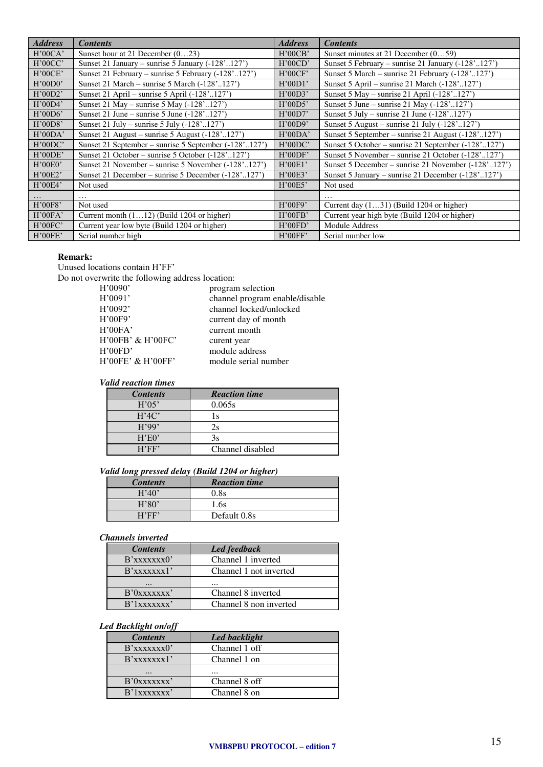| *Address* | *Contents* | *Address* | *Contents* |
|---|---|---|---|
| H'00CA' | Sunset hour at 21 December (0…23) | H'00CB' | Sunset minutes at 21 December (0…59) |
| H'00CC' | Sunset 21 January – sunrise 5 January (-128'..127') | H'00CD' | Sunset 5 February – sunrise 21 January (-128'..127') |
| H'00CE' | Sunset 21 February – sunrise 5 February (-128'..127') | H'00CF' | Sunset 5 March – sunrise 21 February (-128'..127') |
| H'00D0' | Sunset 21 March – sunrise 5 March (-128'..127') | H'00D1' | Sunset 5 April – sunrise 21 March (-128'..127') |
| H'00D2' | Sunset 21 April – sunrise 5 April (-128'..127') | H'00D3' | Sunset 5 May – sunrise 21 April (-128'..127') |
| H'00D4' | Sunset 21 May – sunrise 5 May (-128'..127') | H'00D5' | Sunset 5 June – sunrise 21 May (-128'..127') |
| H'00D6' | Sunset 21 June – sunrise 5 June (-128'..127') | H'00D7' | Sunset 5 July – sunrise 21 June (-128'..127') |
| H'00D8' | Sunset 21 July – sunrise 5 July (-128'..127') | H'00D9' | Sunset 5 August – sunrise 21 July (-128'..127') |
| H'00DA' | Sunset 21 August – sunrise 5 August (-128'..127') | H'00DA' | Sunset 5 September – sunrise 21 August (-128'..127') |
| H'00DC' | Sunset 21 September – sunrise 5 September (-128'..127') | H'00DC' | Sunset 5 October – sunrise 21 September (-128'..127') |
| H'00DE' | Sunset 21 October – sunrise 5 October (-128'..127') | H'00DF' | Sunset 5 November – sunrise 21 October (-128'..127') |
| H'00E0' | Sunset 21 November – sunrise 5 November (-128'..127') | H'00E1' | Sunset 5 December – sunrise 21 November (-128'..127') |
| H'00E2' | Sunset 21 December – sunrise 5 December (-128'..127') | H'00E3' | Sunset 5 January – sunrise 21 December (-128'..127') |
| H'00E4' | Not used | H'00E5' | Not used |
| … | … | | … |
| H'00F8' | Not used | H'00F9' | Current day (1…31) (Build 1204 or higher) |
| H'00FA' | Current month (1…12) (Build 1204 or higher) | H'00FB' | Current year high byte (Build 1204 or higher) |
| H'00FC' | Current year low byte (Build 1204 or higher) | H'00FD' | Module Address |
| H'00FE' | Serial number high | H'00FF' | Serial number low |

**Remark:**

Unused locations contain H'FF'

Do not overwrite the following address location:

| | |
|---|---|
| H'0090' | program selection |
| H'0091' | channel program enable/disable |
| H'0092' | channel locked/unlocked |
| H'00F9' | current day of month |
| H'00FA' | current month |
| H'00FB' & H'00FC' | curent year |
| H'00FD' | module address |
| H'00FE' & H'00FF' | module serial number |

***Valid reaction times***

| *Contents* | *Reaction time* |
|---|---|
| H'05' | 0.065s |
| H'4C' | 1s |
| H'99' | 2s |
| H'E0' | 3s |
| H'FF' | Channel disabled |

***Valid long pressed delay (Build 1204 or higher)***

| *Contents* | *Reaction time* |
|---|---|
| H'40' | 0.8s |
| H'80' | 1.6s |
| H'FF' | Default 0.8s |

***Channels inverted***

| *Contents* | *Led feedback* |
|---|---|
| B'xxxxxxx0' | Channel 1 inverted |
| B'xxxxxxx1' | Channel 1 not inverted |
| … | … |
| B'0xxxxxxx' | Channel 8 inverted |
| B'1xxxxxxx' | Channel 8 non inverted |

***Led Backlight on/off***

| *Contents* | *Led backlight* |
|---|---|
| B'xxxxxxx0' | Channel 1 off |
| B'xxxxxxx1' | Channel 1 on |
| … | … |
| B'0xxxxxxx' | Channel 8 off |
| B'1xxxxxxx' | Channel 8 on |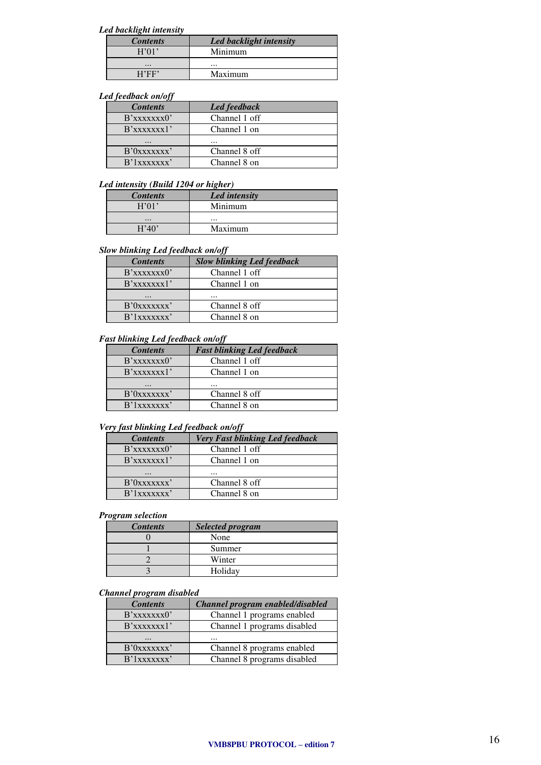*Led backlight intensity*

| *Contents* | *Led backlight intensity* |
|---|---|
| H'01' | Minimum |
| ... | ... |
| H'FF' | Maximum |

*Led feedback on/off*

| *Contents* | *Led feedback* |
|---|---|
| B'xxxxxxx0' | Channel 1 off |
| B'xxxxxxx1' | Channel 1 on |
| ... | ... |
| B'0xxxxxxx' | Channel 8 off |
| B'1xxxxxxx' | Channel 8 on |

*Led intensity (Build 1204 or higher)*

| *Contents* | *Led intensity* |
|---|---|
| H'01' | Minimum |
| ... | ... |
| H'40' | Maximum |

*Slow blinking Led feedback on/off*

| *Contents* | *Slow blinking Led feedback* |
|---|---|
| B'xxxxxxx0' | Channel 1 off |
| B'xxxxxxx1' | Channel 1 on |
| ... | ... |
| B'0xxxxxxx' | Channel 8 off |
| B'1xxxxxxx' | Channel 8 on |

*Fast blinking Led feedback on/off*

| *Contents* | *Fast blinking Led feedback* |
|---|---|
| B'xxxxxxx0' | Channel 1 off |
| B'xxxxxxx1' | Channel 1 on |
| ... | ... |
| B'0xxxxxxx' | Channel 8 off |
| B'1xxxxxxx' | Channel 8 on |

*Very fast blinking Led feedback on/off*

| *Contents* | *Very Fast blinking Led feedback* |
|---|---|
| B'xxxxxxx0' | Channel 1 off |
| B'xxxxxxx1' | Channel 1 on |
| ... | ... |
| B'0xxxxxxx' | Channel 8 off |
| B'1xxxxxxx' | Channel 8 on |

*Program selection*

| *Contents* | *Selected program* |
|---|---|
| 0 | None |
| 1 | Summer |
| 2 | Winter |
| 3 | Holiday |

*Channel program disabled*

| *Contents* | *Channel program enabled/disabled* |
|---|---|
| B'xxxxxxx0' | Channel 1 programs enabled |
| B'xxxxxxx1' | Channel 1 programs disabled |
| ... | ... |
| B'0xxxxxxx' | Channel 8 programs enabled |
| B'1xxxxxxx' | Channel 8 programs disabled |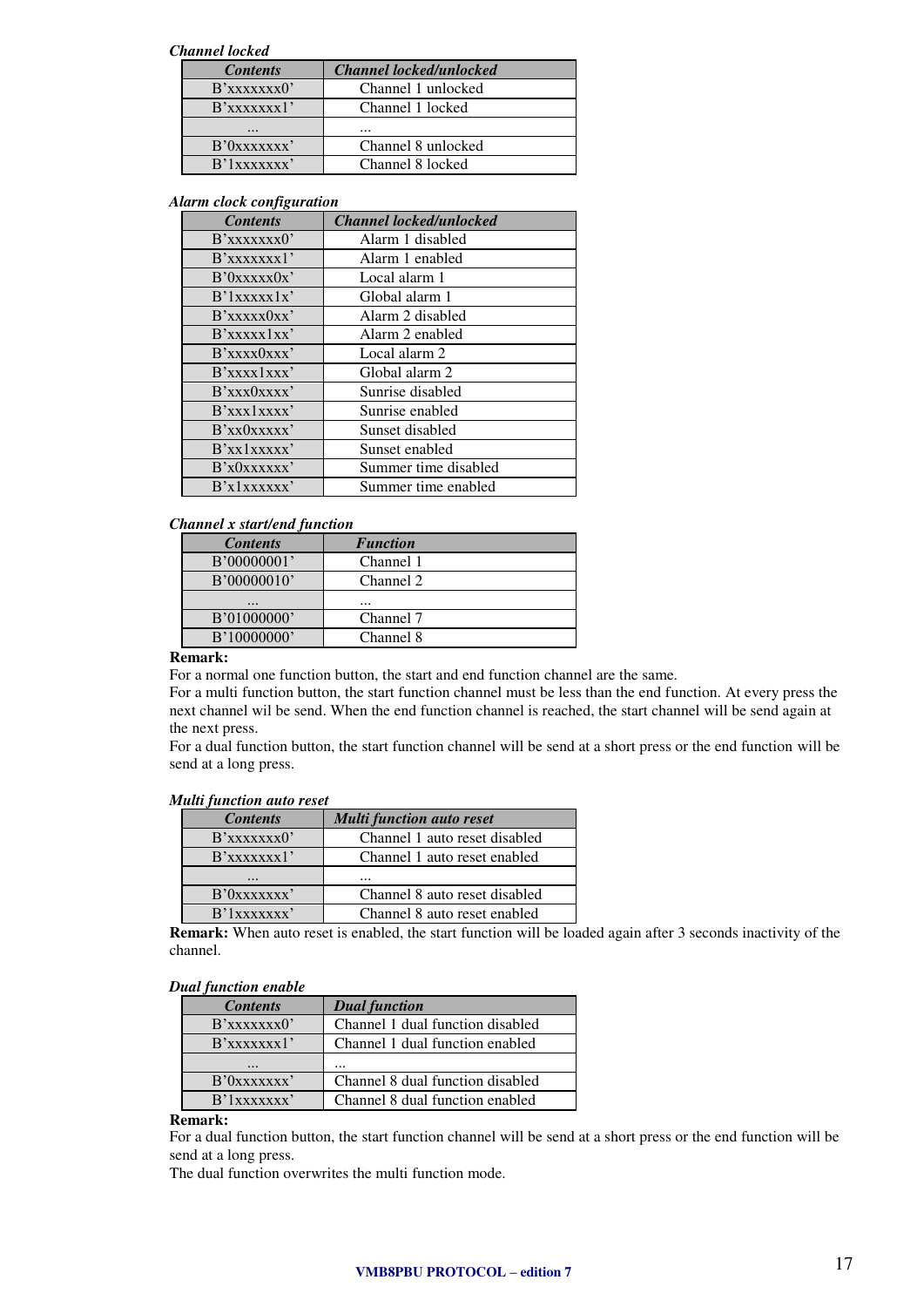*Channel locked*

| *Contents* | *Channel locked/unlocked* |
|---|---|
| B'xxxxxxx0' | Channel 1 unlocked |
| B'xxxxxxx1' | Channel 1 locked |
| ... | ... |
| B'0xxxxxxx' | Channel 8 unlocked |
| B'1xxxxxxx' | Channel 8 locked |

*Alarm clock configuration*

| *Contents* | *Channel locked/unlocked* |
|---|---|
| B'xxxxxxx0' | Alarm 1 disabled |
| B'xxxxxxx1' | Alarm 1 enabled |
| B'0xxxxx0x' | Local alarm 1 |
| B'1xxxxx1x' | Global alarm 1 |
| B'xxxxx0xx' | Alarm 2 disabled |
| B'xxxxx1xx' | Alarm 2 enabled |
| B'xxxx0xxx' | Local alarm 2 |
| B'xxxx1xxx' | Global alarm 2 |
| B'xxx0xxxx' | Sunrise disabled |
| B'xxx1xxxx' | Sunrise enabled |
| B'xx0xxxxx' | Sunset disabled |
| B'xx1xxxxx' | Sunset enabled |
| B'x0xxxxxx' | Summer time disabled |
| B'x1xxxxxx' | Summer time enabled |

*Channel x start/end function*

| *Contents* | *Function* |
|---|---|
| B'00000001' | Channel 1 |
| B'00000010' | Channel 2 |
| ... | ... |
| B'01000000' | Channel 7 |
| B'10000000' | Channel 8 |

**Remark:**
For a normal one function button, the start and end function channel are the same.
For a multi function button, the start function channel must be less than the end function. At every press the next channel wil be send. When the end function channel is reached, the start channel will be send again at the next press.
For a dual function button, the start function channel will be send at a short press or the end function will be send at a long press.

*Multi function auto reset*

| *Contents* | *Multi function auto reset* |
|---|---|
| B'xxxxxxx0' | Channel 1 auto reset disabled |
| B'xxxxxxx1' | Channel 1 auto reset enabled |
| ... | ... |
| B'0xxxxxxx' | Channel 8 auto reset disabled |
| B'1xxxxxxx' | Channel 8 auto reset enabled |

**Remark:** When auto reset is enabled, the start function will be loaded again after 3 seconds inactivity of the channel.

*Dual function enable*

| *Contents* | *Dual function* |
|---|---|
| B'xxxxxxx0' | Channel 1 dual function disabled |
| B'xxxxxxx1' | Channel 1 dual function enabled |
| ... | ... |
| B'0xxxxxxx' | Channel 8 dual function disabled |
| B'1xxxxxxx' | Channel 8 dual function enabled |

**Remark:**
For a dual function button, the start function channel will be send at a short press or the end function will be send at a long press.
The dual function overwrites the multi function mode.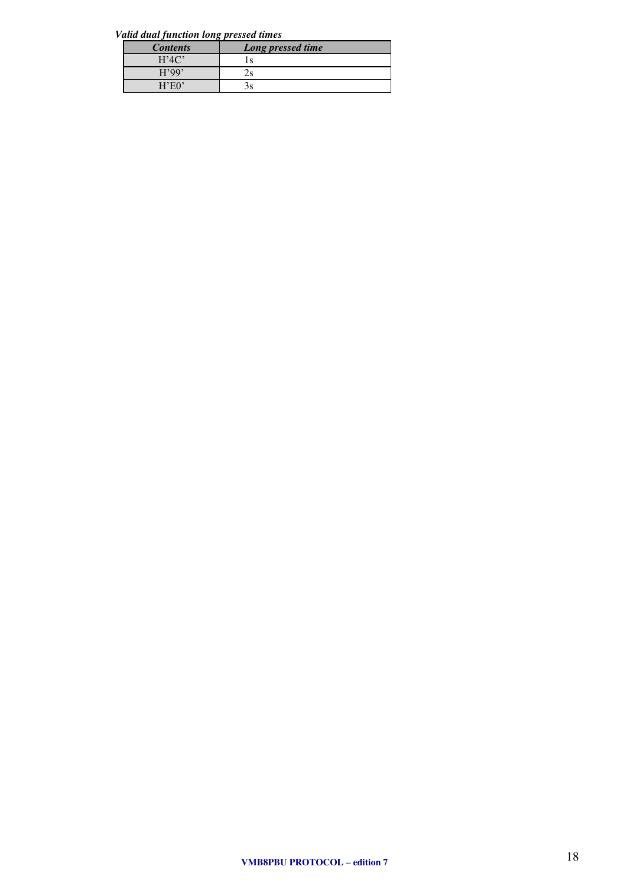***Valid dual function long pressed times***

| ***Contents*** | ***Long pressed time*** |
| --- | --- |
| H'4C' | 1s |
| H'99' | 2s |
| H'E0' | 3s |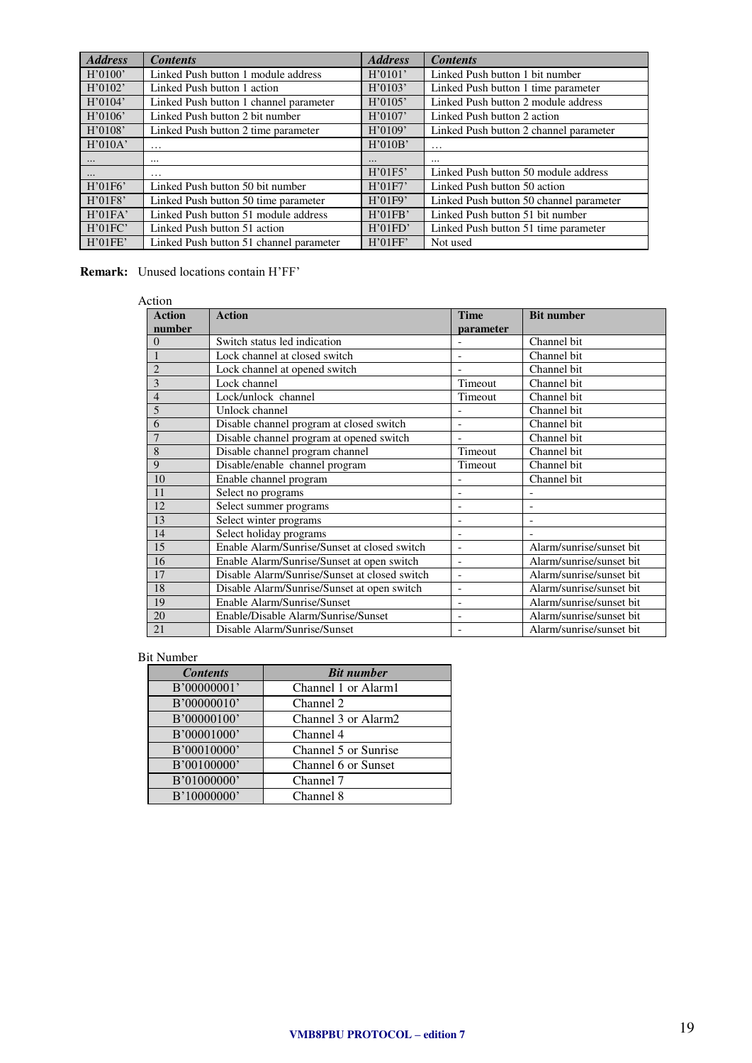| *Address* | *Contents* | *Address* | *Contents* |
|---|---|---|---|
| H'0100' | Linked Push button 1 module address | H'0101' | Linked Push button 1 bit number |
| H'0102' | Linked Push button 1 action | H'0103' | Linked Push button 1 time parameter |
| H'0104' | Linked Push button 1 channel parameter | H'0105' | Linked Push button 2 module address |
| H'0106' | Linked Push button 2 bit number | H'0107' | Linked Push button 2 action |
| H'0108' | Linked Push button 2 time parameter | H'0109' | Linked Push button 2 channel parameter |
| H'010A' | … | H'010B' | … |
| … | … | … | … |
| … | … | H'01F5' | Linked Push button 50 module address |
| H'01F6' | Linked Push button 50 bit number | H'01F7' | Linked Push button 50 action |
| H'01F8' | Linked Push button 50 time parameter | H'01F9' | Linked Push button 50 channel parameter |
| H'01FA' | Linked Push button 51 module address | H'01FB' | Linked Push button 51 bit number |
| H'01FC' | Linked Push button 51 action | H'01FD' | Linked Push button 51 time parameter |
| H'01FE' | Linked Push button 51 channel parameter | H'01FF' | Not used |

**Remark:** Unused locations contain H'FF'

Action

| Action number | Action | Time parameter | Bit number |
|---|---|---|---|
| 0 | Switch status led indication | - | Channel bit |
| 1 | Lock channel at closed switch | - | Channel bit |
| 2 | Lock channel at opened switch | - | Channel bit |
| 3 | Lock channel | Timeout | Channel bit |
| 4 | Lock/unlock channel | Timeout | Channel bit |
| 5 | Unlock channel | - | Channel bit |
| 6 | Disable channel program at closed switch | - | Channel bit |
| 7 | Disable channel program at opened switch | - | Channel bit |
| 8 | Disable channel program channel | Timeout | Channel bit |
| 9 | Disable/enable channel program | Timeout | Channel bit |
| 10 | Enable channel program | - | Channel bit |
| 11 | Select no programs | - | - |
| 12 | Select summer programs | - | - |
| 13 | Select winter programs | - | - |
| 14 | Select holiday programs | - | - |
| 15 | Enable Alarm/Sunrise/Sunset at closed switch | - | Alarm/sunrise/sunset bit |
| 16 | Enable Alarm/Sunrise/Sunset at open switch | - | Alarm/sunrise/sunset bit |
| 17 | Disable Alarm/Sunrise/Sunset at closed switch | - | Alarm/sunrise/sunset bit |
| 18 | Disable Alarm/Sunrise/Sunset at open switch | - | Alarm/sunrise/sunset bit |
| 19 | Enable Alarm/Sunrise/Sunset | - | Alarm/sunrise/sunset bit |
| 20 | Enable/Disable Alarm/Sunrise/Sunset | - | Alarm/sunrise/sunset bit |
| 21 | Disable Alarm/Sunrise/Sunset | - | Alarm/sunrise/sunset bit |

Bit Number

| *Contents* | *Bit number* |
|---|---|
| B'00000001' | Channel 1 or Alarm1 |
| B'00000010' | Channel 2 |
| B'00000100' | Channel 3 or Alarm2 |
| B'00001000' | Channel 4 |
| B'00010000' | Channel 5 or Sunrise |
| B'00100000' | Channel 6 or Sunset |
| B'01000000' | Channel 7 |
| B'10000000' | Channel 8 |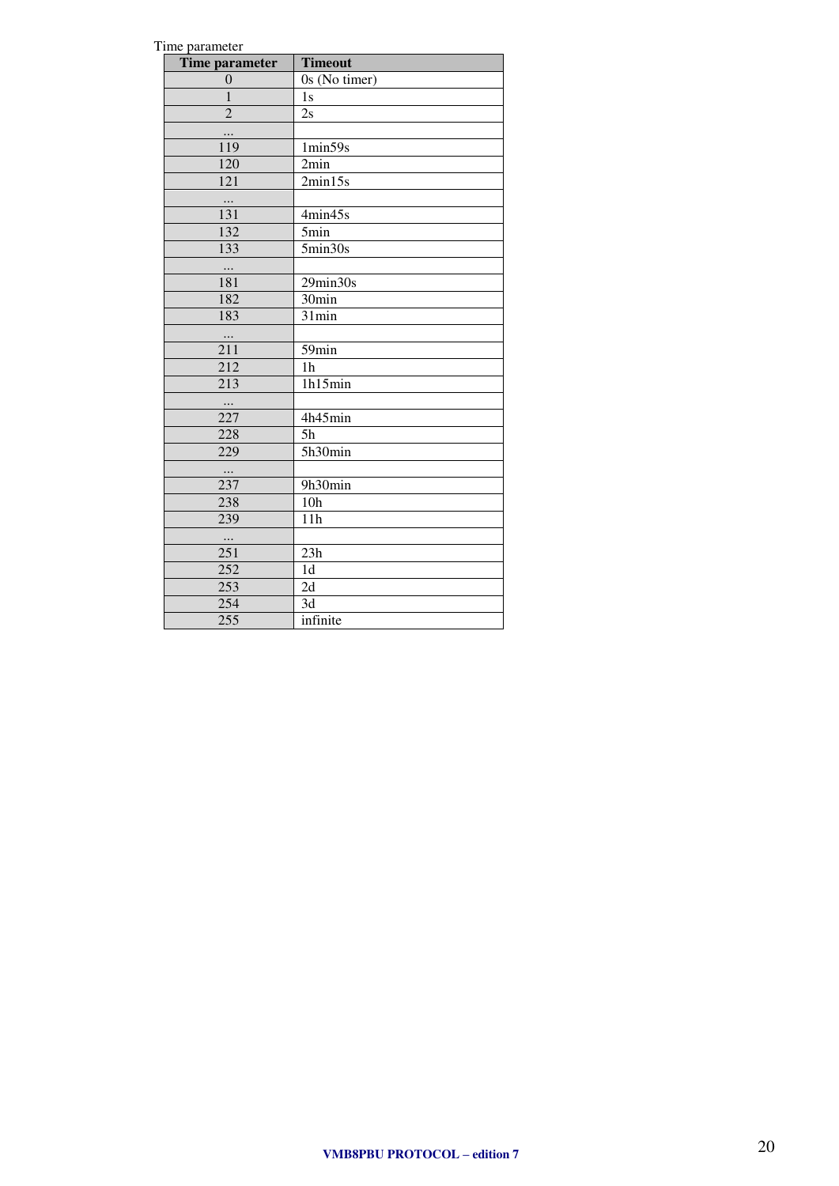Time parameter

| Time parameter | Timeout |
|---|---|
| 0 | 0s (No timer) |
| 1 | 1s |
| 2 | 2s |
| ... | |
| 119 | 1min59s |
| 120 | 2min |
| 121 | 2min15s |
| ... | |
| 131 | 4min45s |
| 132 | 5min |
| 133 | 5min30s |
| ... | |
| 181 | 29min30s |
| 182 | 30min |
| 183 | 31min |
| ... | |
| 211 | 59min |
| 212 | 1h |
| 213 | 1h15min |
| ... | |
| 227 | 4h45min |
| 228 | 5h |
| 229 | 5h30min |
| ... | |
| 237 | 9h30min |
| 238 | 10h |
| 239 | 11h |
| ... | |
| 251 | 23h |
| 252 | 1d |
| 253 | 2d |
| 254 | 3d |
| 255 | infinite |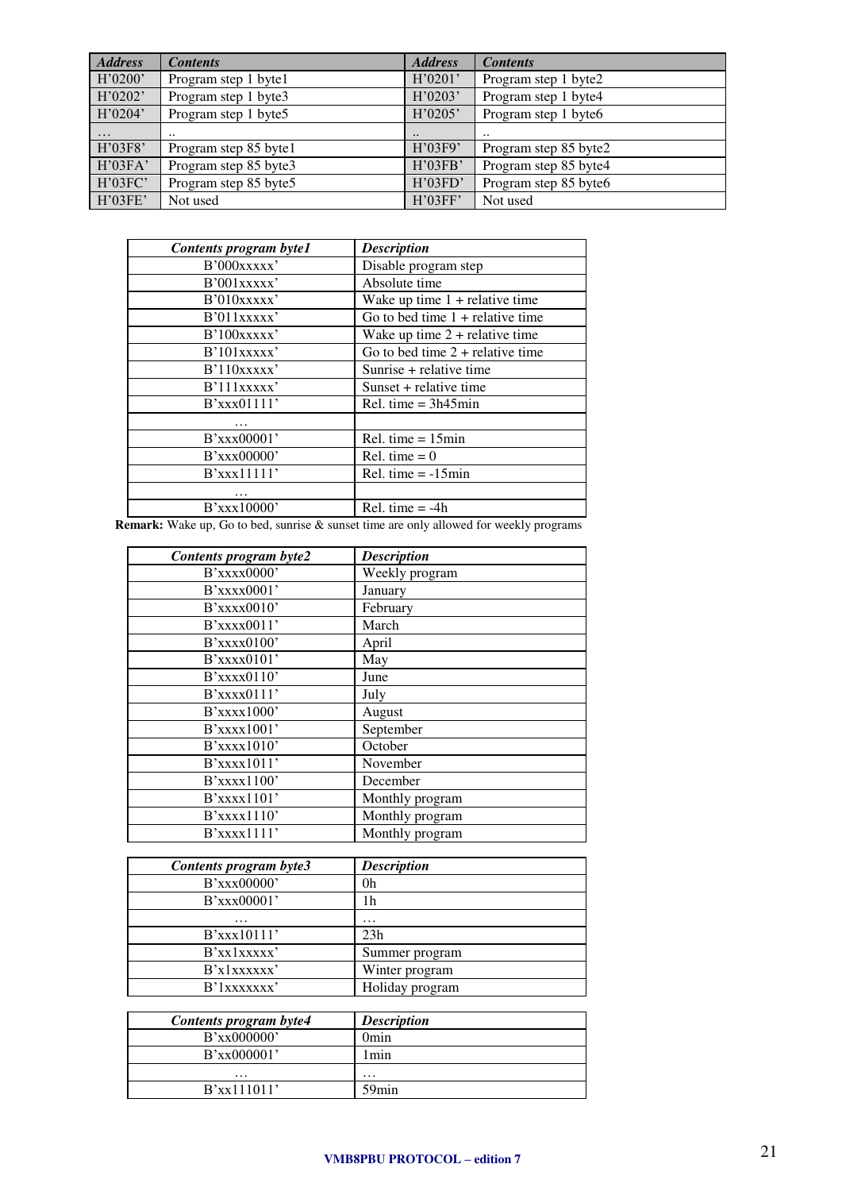| *Address* | *Contents* | *Address* | *Contents* |
|---|---|---|---|
| H'0200' | Program step 1 byte1 | H'0201' | Program step 1 byte2 |
| H'0202' | Program step 1 byte3 | H'0203' | Program step 1 byte4 |
| H'0204' | Program step 1 byte5 | H'0205' | Program step 1 byte6 |
| … | .. | .. | .. |
| H'03F8' | Program step 85 byte1 | H'03F9' | Program step 85 byte2 |
| H'03FA' | Program step 85 byte3 | H'03FB' | Program step 85 byte4 |
| H'03FC' | Program step 85 byte5 | H'03FD' | Program step 85 byte6 |
| H'03FE' | Not used | H'03FF' | Not used |

| *Contents program byte1* | *Description* |
|---|---|
| B'000xxxxx' | Disable program step |
| B'001xxxxx' | Absolute time |
| B'010xxxxx' | Wake up time 1 + relative time |
| B'011xxxxx' | Go to bed time 1 + relative time |
| B'100xxxxx' | Wake up time 2 + relative time |
| B'101xxxxx' | Go to bed time 2 + relative time |
| B'110xxxxx' | Sunrise + relative time |
| B'111xxxxx' | Sunset + relative time |
| B'xxx01111' | Rel. time = 3h45min |
| … | |
| B'xxx00001' | Rel. time = 15min |
| B'xxx00000' | Rel. time = 0 |
| B'xxx11111' | Rel. time = -15min |
| … | |
| B'xxx10000' | Rel. time = -4h |

**Remark:** Wake up, Go to bed, sunrise & sunset time are only allowed for weekly programs

| *Contents program byte2* | *Description* |
|---|---|
| B'xxxx0000' | Weekly program |
| B'xxxx0001' | January |
| B'xxxx0010' | February |
| B'xxxx0011' | March |
| B'xxxx0100' | April |
| B'xxxx0101' | May |
| B'xxxx0110' | June |
| B'xxxx0111' | July |
| B'xxxx1000' | August |
| B'xxxx1001' | September |
| B'xxxx1010' | October |
| B'xxxx1011' | November |
| B'xxxx1100' | December |
| B'xxxx1101' | Monthly program |
| B'xxxx1110' | Monthly program |
| B'xxxx1111' | Monthly program |

| *Contents program byte3* | *Description* |
|---|---|
| B'xxx00000' | 0h |
| B'xxx00001' | 1h |
| … | … |
| B'xxx10111' | 23h |
| B'xx1xxxxx' | Summer program |
| B'x1xxxxxx' | Winter program |
| B'1xxxxxxx' | Holiday program |

| *Contents program byte4* | *Description* |
|---|---|
| B'xx000000' | 0min |
| B'xx000001' | 1min |
| … | … |
| B'xx111011' | 59min |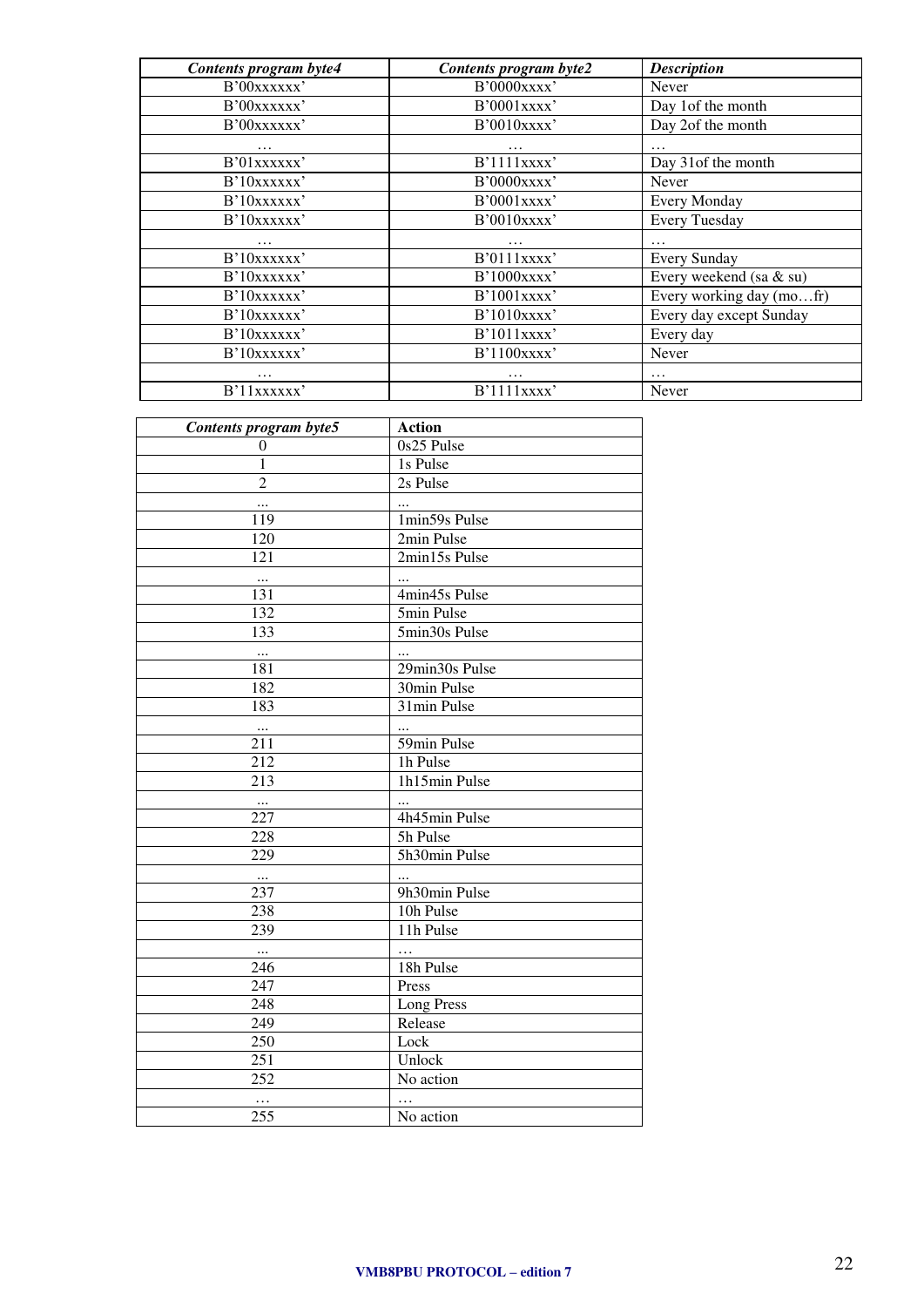| *Contents program byte4* | *Contents program byte2* | *Description* |
| --- | --- | --- |
| B'00xxxxxx' | B'0000xxxx' | Never |
| B'00xxxxxx' | B'0001xxxx' | Day 1of the month |
| B'00xxxxxx' | B'0010xxxx' | Day 2of the month |
| … | … | … |
| B'01xxxxxx' | B'1111xxxx' | Day 31of the month |
| B'10xxxxxx' | B'0000xxxx' | Never |
| B'10xxxxxx' | B'0001xxxx' | Every Monday |
| B'10xxxxxx' | B'0010xxxx' | Every Tuesday |
| … | … | … |
| B'10xxxxxx' | B'0111xxxx' | Every Sunday |
| B'10xxxxxx' | B'1000xxxx' | Every weekend (sa & su) |
| B'10xxxxxx' | B'1001xxxx' | Every working day (mo…fr) |
| B'10xxxxxx' | B'1010xxxx' | Every day except Sunday |
| B'10xxxxxx' | B'1011xxxx' | Every day |
| B'10xxxxxx' | B'1100xxxx' | Never |
| … | … | … |
| B'11xxxxxx' | B'1111xxxx' | Never |

| *Contents program byte5* | **Action** |
| --- | --- |
| 0 | 0s25 Pulse |
| 1 | 1s Pulse |
| 2 | 2s Pulse |
| ... | ... |
| 119 | 1min59s Pulse |
| 120 | 2min Pulse |
| 121 | 2min15s Pulse |
| ... | ... |
| 131 | 4min45s Pulse |
| 132 | 5min Pulse |
| 133 | 5min30s Pulse |
| ... | ... |
| 181 | 29min30s Pulse |
| 182 | 30min Pulse |
| 183 | 31min Pulse |
| ... | ... |
| 211 | 59min Pulse |
| 212 | 1h Pulse |
| 213 | 1h15min Pulse |
| ... | ... |
| 227 | 4h45min Pulse |
| 228 | 5h Pulse |
| 229 | 5h30min Pulse |
| ... | ... |
| 237 | 9h30min Pulse |
| 238 | 10h Pulse |
| 239 | 11h Pulse |
| ... | … |
| 246 | 18h Pulse |
| 247 | Press |
| 248 | Long Press |
| 249 | Release |
| 250 | Lock |
| 251 | Unlock |
| 252 | No action |
| … | … |
| 255 | No action |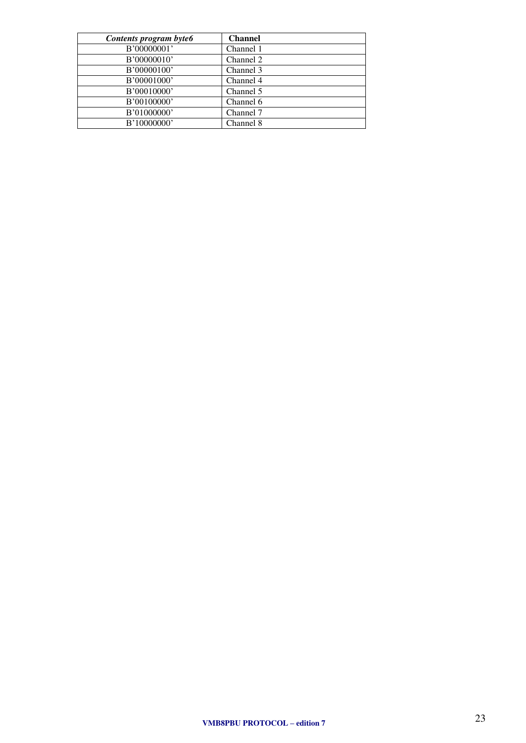| *Contents program byte6* | **Channel** |
|---|---|
| B'00000001' | Channel 1 |
| B'00000010' | Channel 2 |
| B'00000100' | Channel 3 |
| B'00001000' | Channel 4 |
| B'00010000' | Channel 5 |
| B'00100000' | Channel 6 |
| B'01000000' | Channel 7 |
| B'10000000' | Channel 8 |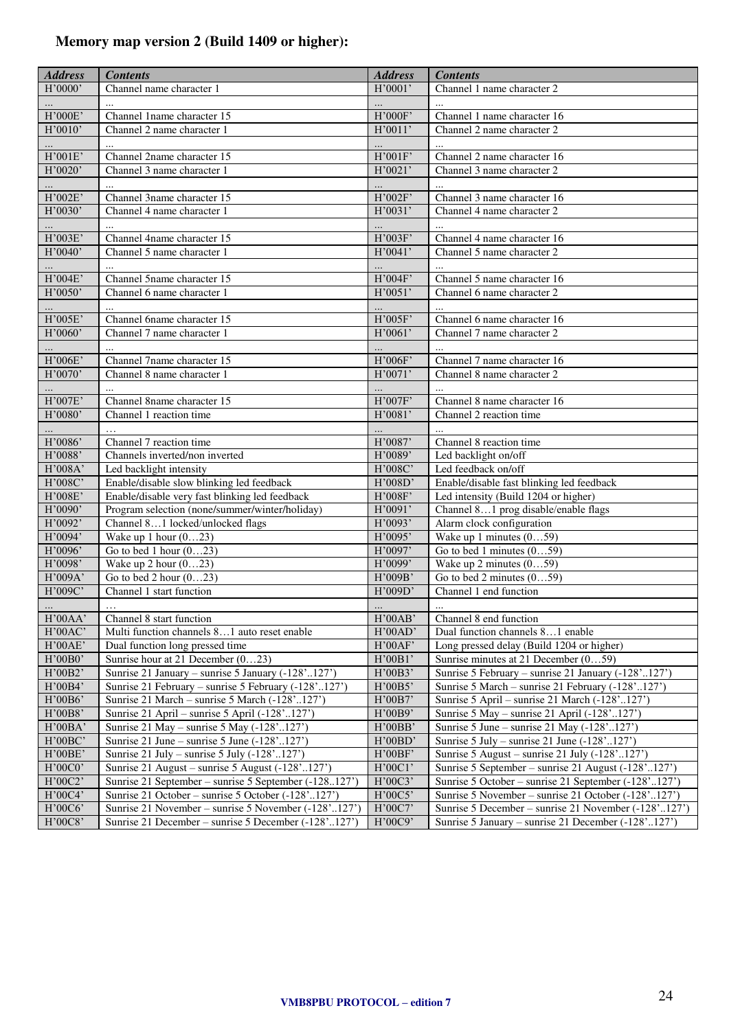**Memory map version 2 (Build 1409 or higher):**

| *Address* | *Contents* | *Address* | *Contents* |
|---|---|---|---|
| H'0000' | Channel name character 1 | H'0001' | Channel 1 name character 2 |
| ... | ... | ... | ... |
| H'000E' | Channel 1name character 15 | H'000F' | Channel 1 name character 16 |
| H'0010' | Channel 2 name character 1 | H'0011' | Channel 2 name character 2 |
| ... | ... | ... | ... |
| H'001E' | Channel 2name character 15 | H'001F' | Channel 2 name character 16 |
| H'0020' | Channel 3 name character 1 | H'0021' | Channel 3 name character 2 |
| ... | ... | ... | ... |
| H'002E' | Channel 3name character 15 | H'002F' | Channel 3 name character 16 |
| H'0030' | Channel 4 name character 1 | H'0031' | Channel 4 name character 2 |
| ... | ... | ... | ... |
| H'003E' | Channel 4name character 15 | H'003F' | Channel 4 name character 16 |
| H'0040' | Channel 5 name character 1 | H'0041' | Channel 5 name character 2 |
| ... | ... | ... | ... |
| H'004E' | Channel 5name character 15 | H'004F' | Channel 5 name character 16 |
| H'0050' | Channel 6 name character 1 | H'0051' | Channel 6 name character 2 |
| ... | ... | ... | ... |
| H'005E' | Channel 6name character 15 | H'005F' | Channel 6 name character 16 |
| H'0060' | Channel 7 name character 1 | H'0061' | Channel 7 name character 2 |
| ... | ... | ... | ... |
| H'006E' | Channel 7name character 15 | H'006F' | Channel 7 name character 16 |
| H'0070' | Channel 8 name character 1 | H'0071' | Channel 8 name character 2 |
| ... | ... | ... | ... |
| H'007E' | Channel 8name character 15 | H'007F' | Channel 8 name character 16 |
| H'0080' | Channel 1 reaction time | H'0081' | Channel 2 reaction time |
| ... | … | ... | ... |
| H'0086' | Channel 7 reaction time | H'0087' | Channel 8 reaction time |
| H'0088' | Channels inverted/non inverted | H'0089' | Led backlight on/off |
| H'008A' | Led backlight intensity | H'008C' | Led feedback on/off |
| H'008C' | Enable/disable slow blinking led feedback | H'008D' | Enable/disable fast blinking led feedback |
| H'008E' | Enable/disable very fast blinking led feedback | H'008F' | Led intensity (Build 1204 or higher) |
| H'0090' | Program selection (none/summer/winter/holiday) | H'0091' | Channel 8…1 prog disable/enable flags |
| H'0092' | Channel 8…1 locked/unlocked flags | H'0093' | Alarm clock configuration |
| H'0094' | Wake up 1 hour (0…23) | H'0095' | Wake up 1 minutes (0…59) |
| H'0096' | Go to bed 1 hour (0…23) | H'0097' | Go to bed 1 minutes (0…59) |
| H'0098' | Wake up 2 hour (0…23) | H'0099' | Wake up 2 minutes (0…59) |
| H'009A' | Go to bed 2 hour (0…23) | H'009B' | Go to bed 2 minutes (0…59) |
| H'009C' | Channel 1 start function | H'009D' | Channel 1 end function |
| ... | … | ... | ... |
| H'00AA' | Channel 8 start function | H'00AB' | Channel 8 end function |
| H'00AC' | Multi function channels 8…1 auto reset enable | H'00AD' | Dual function channels 8…1 enable |
| H'00AE' | Dual function long pressed time | H'00AF' | Long pressed delay (Build 1204 or higher) |
| H'00B0' | Sunrise hour at 21 December (0…23) | H'00B1' | Sunrise minutes at 21 December (0…59) |
| H'00B2' | Sunrise 21 January – sunrise 5 January (-128'..127') | H'00B3' | Sunrise 5 February – sunrise 21 January (-128'..127') |
| H'00B4' | Sunrise 21 February – sunrise 5 February (-128'..127') | H'00B5' | Sunrise 5 March – sunrise 21 February (-128'..127') |
| H'00B6' | Sunrise 21 March – sunrise 5 March (-128'..127') | H'00B7' | Sunrise 5 April – sunrise 21 March (-128'..127') |
| H'00B8' | Sunrise 21 April – sunrise 5 April (-128'..127') | H'00B9' | Sunrise 5 May – sunrise 21 April (-128'..127') |
| H'00BA' | Sunrise 21 May – sunrise 5 May (-128'..127') | H'00BB' | Sunrise 5 June – sunrise 21 May (-128'..127') |
| H'00BC' | Sunrise 21 June – sunrise 5 June (-128'..127') | H'00BD' | Sunrise 5 July – sunrise 21 June (-128'..127') |
| H'00BE' | Sunrise 21 July – sunrise 5 July (-128'..127') | H'00BF' | Sunrise 5 August – sunrise 21 July (-128'..127') |
| H'00C0' | Sunrise 21 August – sunrise 5 August (-128'..127') | H'00C1' | Sunrise 5 September – sunrise 21 August (-128'..127') |
| H'00C2' | Sunrise 21 September – sunrise 5 September (-128..127') | H'00C3' | Sunrise 5 October – sunrise 21 September (-128'..127') |
| H'00C4' | Sunrise 21 October – sunrise 5 October (-128'..127') | H'00C5' | Sunrise 5 November – sunrise 21 October (-128'..127') |
| H'00C6' | Sunrise 21 November – sunrise 5 November (-128'..127') | H'00C7' | Sunrise 5 December – sunrise 21 November (-128'..127') |
| H'00C8' | Sunrise 21 December – sunrise 5 December (-128'..127') | H'00C9' | Sunrise 5 January – sunrise 21 December (-128'..127') |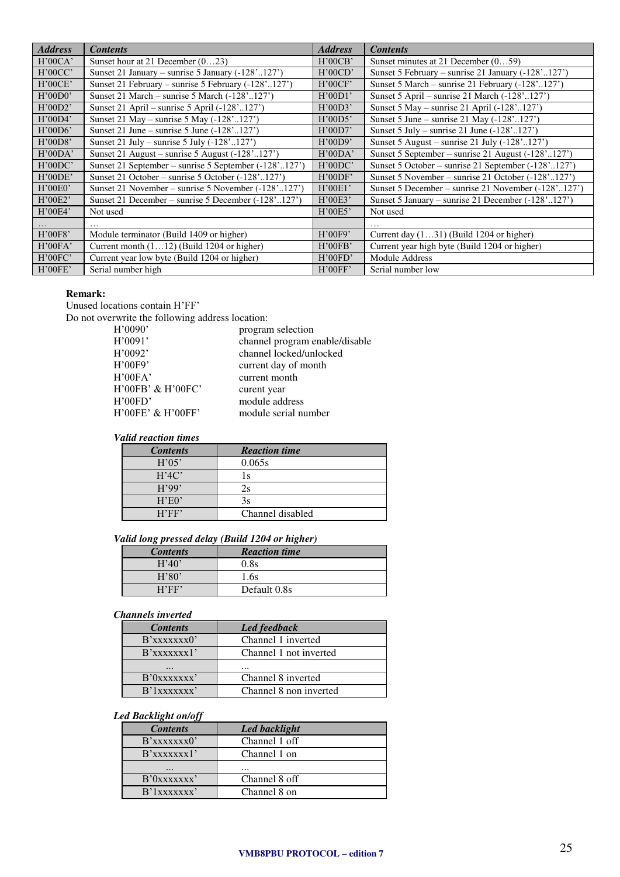| *Address* | *Contents* | *Address* | *Contents* |
|---|---|---|---|
| H'00CA' | Sunset hour at 21 December (0…23) | H'00CB' | Sunset minutes at 21 December (0…59) |
| H'00CC' | Sunset 21 January – sunrise 5 January (-128'..127') | H'00CD' | Sunset 5 February – sunrise 21 January (-128'..127') |
| H'00CE' | Sunset 21 February – sunrise 5 February (-128'..127') | H'00CF' | Sunset 5 March – sunrise 21 February (-128'..127') |
| H'00D0' | Sunset 21 March – sunrise 5 March (-128'..127') | H'00D1' | Sunset 5 April – sunrise 21 March (-128'..127') |
| H'00D2' | Sunset 21 April – sunrise 5 April (-128'..127') | H'00D3' | Sunset 5 May – sunrise 21 April (-128'..127') |
| H'00D4' | Sunset 21 May – sunrise 5 May (-128'..127') | H'00D5' | Sunset 5 June – sunrise 21 May (-128'..127') |
| H'00D6' | Sunset 21 June – sunrise 5 June (-128'..127') | H'00D7' | Sunset 5 July – sunrise 21 June (-128'..127') |
| H'00D8' | Sunset 21 July – sunrise 5 July (-128'..127') | H'00D9' | Sunset 5 August – sunrise 21 July (-128'..127') |
| H'00DA' | Sunset 21 August – sunrise 5 August (-128'..127') | H'00DA' | Sunset 5 September – sunrise 21 August (-128'..127') |
| H'00DC' | Sunset 21 September – sunrise 5 September (-128'..127') | H'00DC' | Sunset 5 October – sunrise 21 September (-128'..127') |
| H'00DE' | Sunset 21 October – sunrise 5 October (-128'..127') | H'00DF' | Sunset 5 November – sunrise 21 October (-128'..127') |
| H'00E0' | Sunset 21 November – sunrise 5 November (-128'..127') | H'00E1' | Sunset 5 December – sunrise 21 November (-128'..127') |
| H'00E2' | Sunset 21 December – sunrise 5 December (-128'..127') | H'00E3' | Sunset 5 January – sunrise 21 December (-128'..127') |
| H'00E4' | Not used | H'00E5' | Not used |
| … | … | | … |
| H'00F8' | Module terminator (Build 1409 or higher) | H'00F9' | Current day (1…31) (Build 1204 or higher) |
| H'00FA' | Current month (1…12) (Build 1204 or higher) | H'00FB' | Current year high byte (Build 1204 or higher) |
| H'00FC' | Current year low byte (Build 1204 or higher) | H'00FD' | Module Address |
| H'00FE' | Serial number high | H'00FF' | Serial number low |

**Remark:**

Unused locations contain H'FF'

Do not overwrite the following address location:

| | |
|---|---|
| H'0090' | program selection |
| H'0091' | channel program enable/disable |
| H'0092' | channel locked/unlocked |
| H'00F9' | current day of month |
| H'00FA' | current month |
| H'00FB' & H'00FC' | curent year |
| H'00FD' | module address |
| H'00FE' & H'00FF' | module serial number |

***Valid reaction times***

| *Contents* | *Reaction time* |
|---|---|
| H'05' | 0.065s |
| H'4C' | 1s |
| H'99' | 2s |
| H'E0' | 3s |
| H'FF' | Channel disabled |

***Valid long pressed delay (Build 1204 or higher)***

| *Contents* | *Reaction time* |
|---|---|
| H'40' | 0.8s |
| H'80' | 1.6s |
| H'FF' | Default 0.8s |

***Channels inverted***

| *Contents* | *Led feedback* |
|---|---|
| B'xxxxxxx0' | Channel 1 inverted |
| B'xxxxxxx1' | Channel 1 not inverted |
| … | … |
| B'0xxxxxxx' | Channel 8 inverted |
| B'1xxxxxxx' | Channel 8 non inverted |

***Led Backlight on/off***

| *Contents* | *Led backlight* |
|---|---|
| B'xxxxxxx0' | Channel 1 off |
| B'xxxxxxx1' | Channel 1 on |
| … | … |
| B'0xxxxxxx' | Channel 8 off |
| B'1xxxxxxx' | Channel 8 on |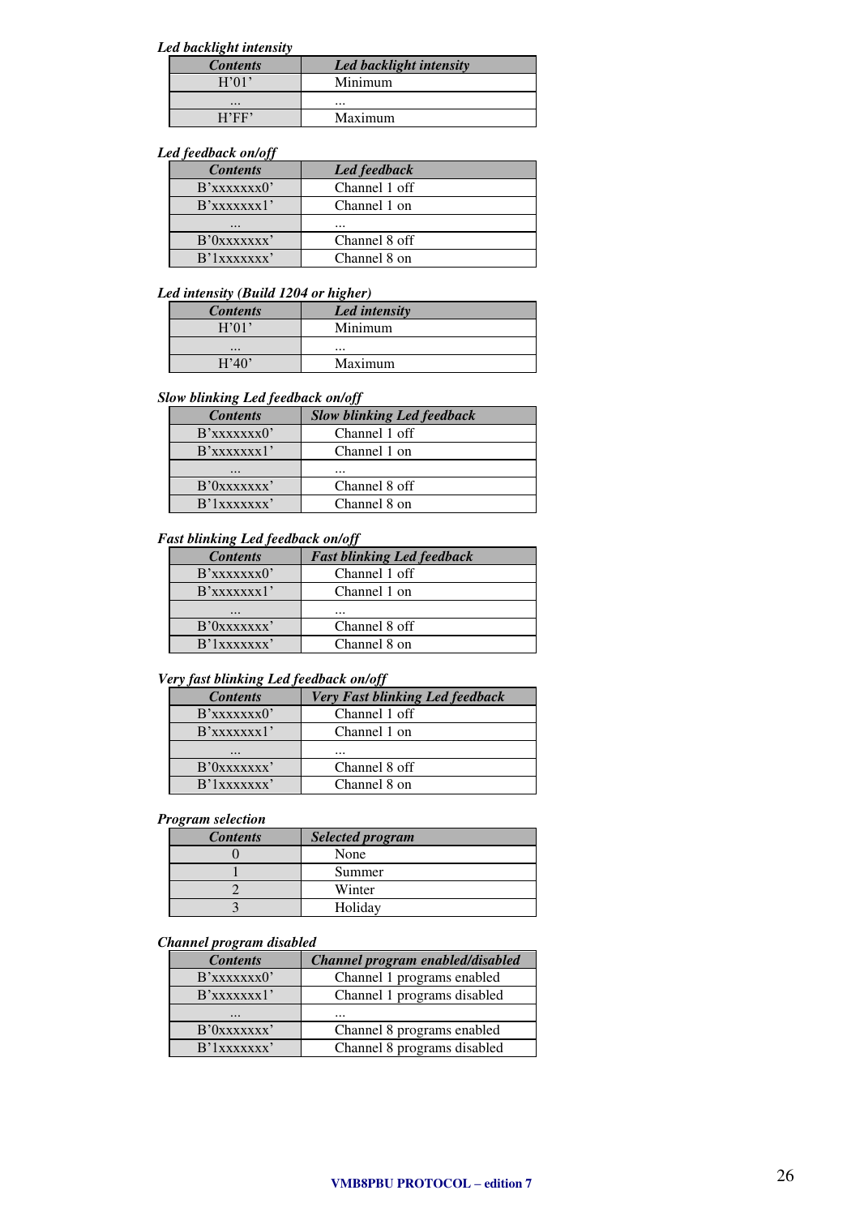*Led backlight intensity*

| *Contents* | *Led backlight intensity* |
|---|---|
| H'01' | Minimum |
| ... | ... |
| H'FF' | Maximum |

*Led feedback on/off*

| *Contents* | *Led feedback* |
|---|---|
| B'xxxxxxx0' | Channel 1 off |
| B'xxxxxxx1' | Channel 1 on |
| ... | ... |
| B'0xxxxxxx' | Channel 8 off |
| B'1xxxxxxx' | Channel 8 on |

*Led intensity (Build 1204 or higher)*

| *Contents* | *Led intensity* |
|---|---|
| H'01' | Minimum |
| ... | ... |
| H'40' | Maximum |

*Slow blinking Led feedback on/off*

| *Contents* | *Slow blinking Led feedback* |
|---|---|
| B'xxxxxxx0' | Channel 1 off |
| B'xxxxxxx1' | Channel 1 on |
| ... | ... |
| B'0xxxxxxx' | Channel 8 off |
| B'1xxxxxxx' | Channel 8 on |

*Fast blinking Led feedback on/off*

| *Contents* | *Fast blinking Led feedback* |
|---|---|
| B'xxxxxxx0' | Channel 1 off |
| B'xxxxxxx1' | Channel 1 on |
| ... | ... |
| B'0xxxxxxx' | Channel 8 off |
| B'1xxxxxxx' | Channel 8 on |

*Very fast blinking Led feedback on/off*

| *Contents* | *Very Fast blinking Led feedback* |
|---|---|
| B'xxxxxxx0' | Channel 1 off |
| B'xxxxxxx1' | Channel 1 on |
| ... | ... |
| B'0xxxxxxx' | Channel 8 off |
| B'1xxxxxxx' | Channel 8 on |

*Program selection*

| *Contents* | *Selected program* |
|---|---|
| 0 | None |
| 1 | Summer |
| 2 | Winter |
| 3 | Holiday |

*Channel program disabled*

| *Contents* | *Channel program enabled/disabled* |
|---|---|
| B'xxxxxxx0' | Channel 1 programs enabled |
| B'xxxxxxx1' | Channel 1 programs disabled |
| ... | ... |
| B'0xxxxxxx' | Channel 8 programs enabled |
| B'1xxxxxxx' | Channel 8 programs disabled |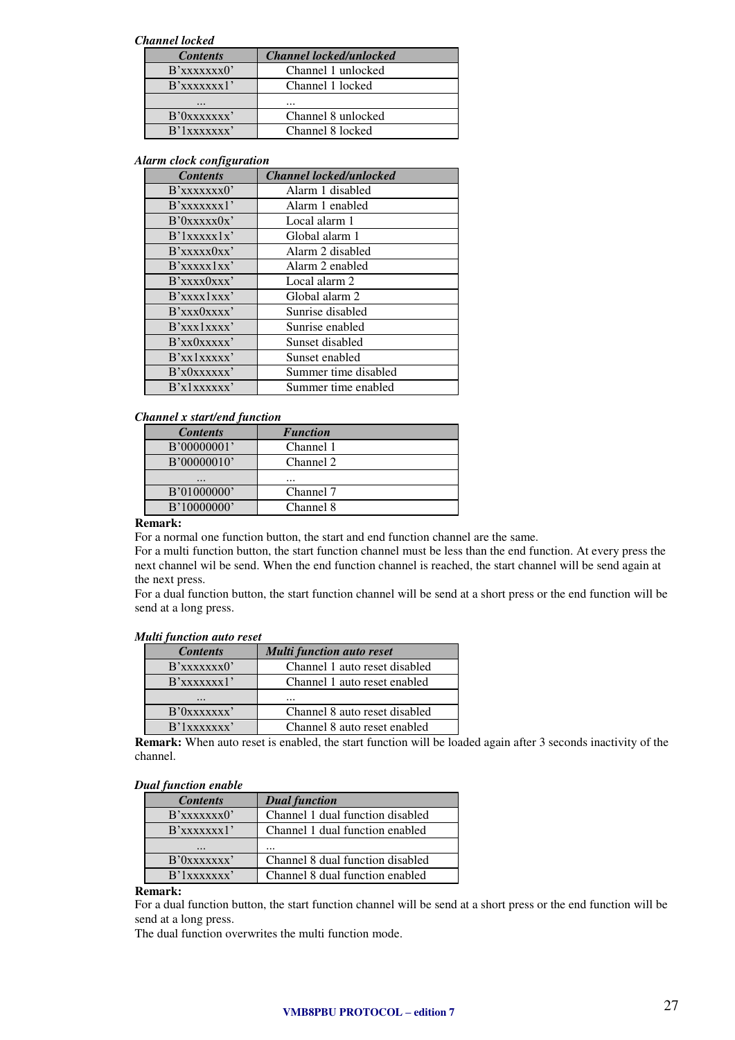***Channel locked***

| ***Contents*** | ***Channel locked/unlocked*** |
|---|---|
| B'xxxxxxx0' | Channel 1 unlocked |
| B'xxxxxxx1' | Channel 1 locked |
| ... | ... |
| B'0xxxxxxx' | Channel 8 unlocked |
| B'1xxxxxxx' | Channel 8 locked |

***Alarm clock configuration***

| ***Contents*** | ***Channel locked/unlocked*** |
|---|---|
| B'xxxxxxx0' | Alarm 1 disabled |
| B'xxxxxxx1' | Alarm 1 enabled |
| B'0xxxxx0x' | Local alarm 1 |
| B'1xxxxx1x' | Global alarm 1 |
| B'xxxxx0xx' | Alarm 2 disabled |
| B'xxxxx1xx' | Alarm 2 enabled |
| B'xxxx0xxx' | Local alarm 2 |
| B'xxxx1xxx' | Global alarm 2 |
| B'xxx0xxxx' | Sunrise disabled |
| B'xxx1xxxx' | Sunrise enabled |
| B'xx0xxxxx' | Sunset disabled |
| B'xx1xxxxx' | Sunset enabled |
| B'x0xxxxxx' | Summer time disabled |
| B'x1xxxxxx' | Summer time enabled |

***Channel x start/end function***

| ***Contents*** | ***Function*** |
|---|---|
| B'00000001' | Channel 1 |
| B'00000010' | Channel 2 |
| ... | ... |
| B'01000000' | Channel 7 |
| B'10000000' | Channel 8 |

**Remark:**
For a normal one function button, the start and end function channel are the same.
For a multi function button, the start function channel must be less than the end function. At every press the next channel wil be send. When the end function channel is reached, the start channel will be send again at the next press.
For a dual function button, the start function channel will be send at a short press or the end function will be send at a long press.

***Multi function auto reset***

| ***Contents*** | ***Multi function auto reset*** |
|---|---|
| B'xxxxxxx0' | Channel 1 auto reset disabled |
| B'xxxxxxx1' | Channel 1 auto reset enabled |
| ... | ... |
| B'0xxxxxxx' | Channel 8 auto reset disabled |
| B'1xxxxxxx' | Channel 8 auto reset enabled |

**Remark:** When auto reset is enabled, the start function will be loaded again after 3 seconds inactivity of the channel.

***Dual function enable***

| ***Contents*** | ***Dual function*** |
|---|---|
| B'xxxxxxx0' | Channel 1 dual function disabled |
| B'xxxxxxx1' | Channel 1 dual function enabled |
| ... | ... |
| B'0xxxxxxx' | Channel 8 dual function disabled |
| B'1xxxxxxx' | Channel 8 dual function enabled |

**Remark:**
For a dual function button, the start function channel will be send at a short press or the end function will be send at a long press.
The dual function overwrites the multi function mode.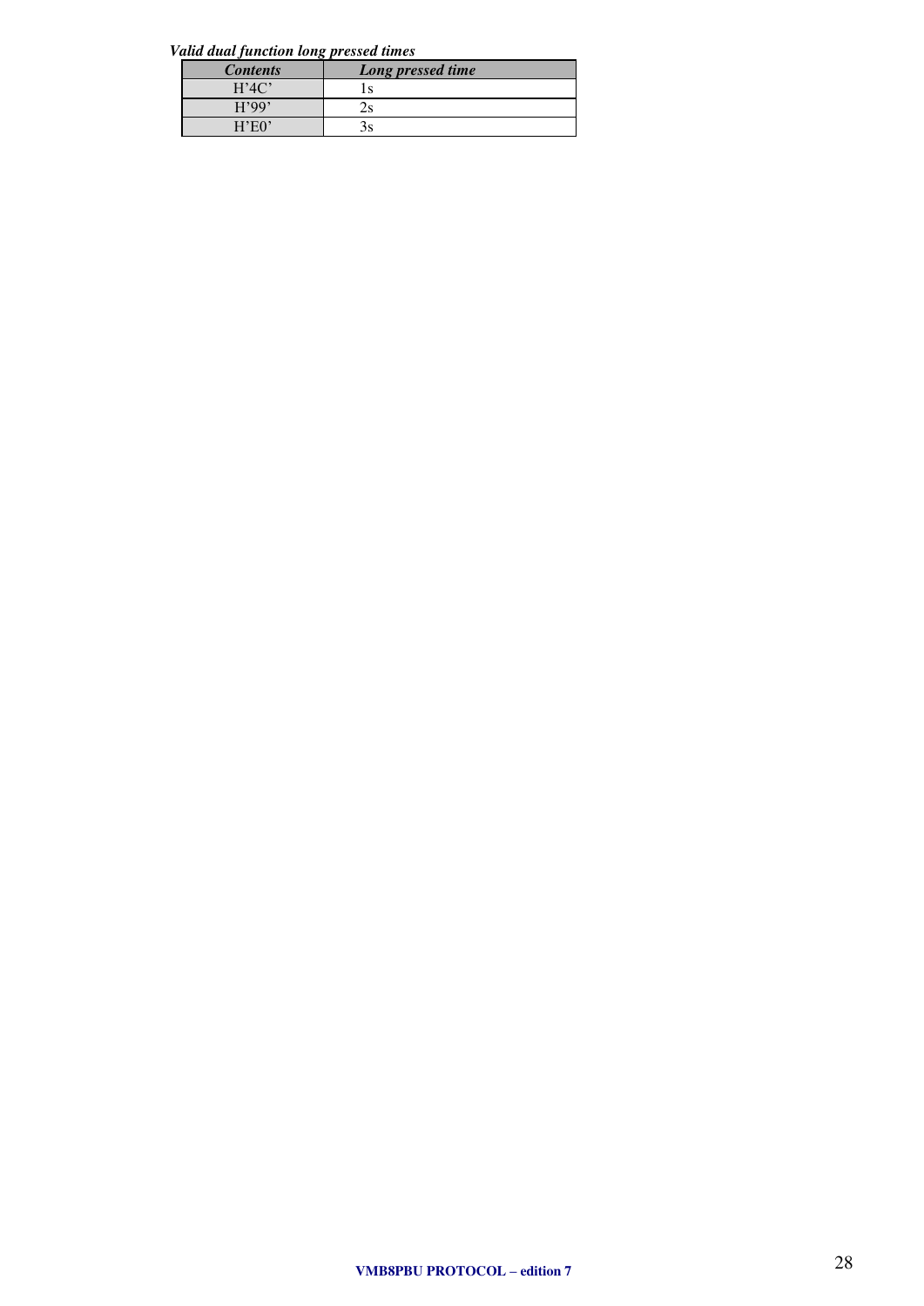***Valid dual function long pressed times***

| *Contents* | *Long pressed time* |
| --- | --- |
| H'4C' | 1s |
| H'99' | 2s |
| H'E0' | 3s |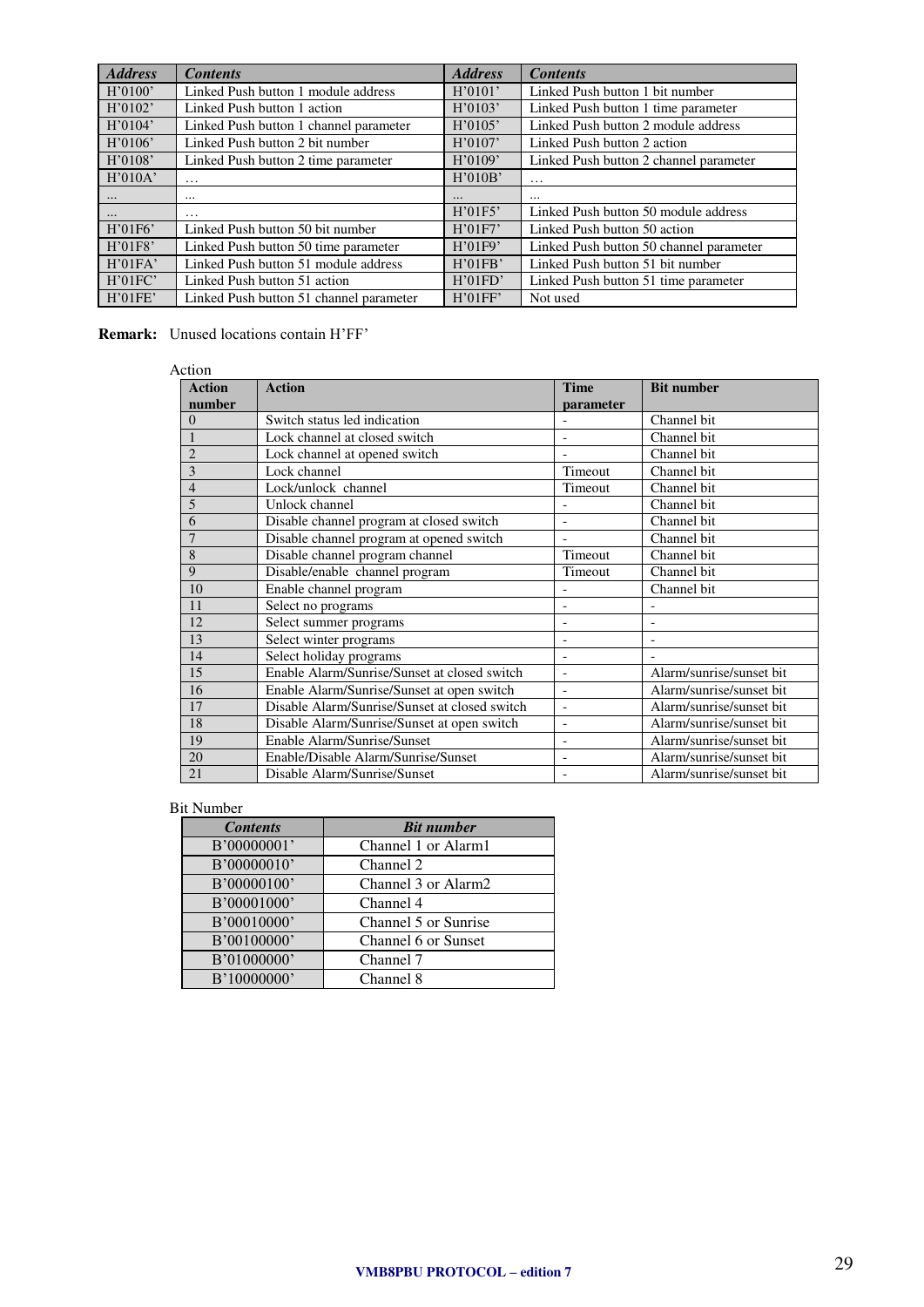| Address | Contents | Address | Contents |
|---|---|---|---|
| H'0100' | Linked Push button 1 module address | H'0101' | Linked Push button 1 bit number |
| H'0102' | Linked Push button 1 action | H'0103' | Linked Push button 1 time parameter |
| H'0104' | Linked Push button 1 channel parameter | H'0105' | Linked Push button 2 module address |
| H'0106' | Linked Push button 2 bit number | H'0107' | Linked Push button 2 action |
| H'0108' | Linked Push button 2 time parameter | H'0109' | Linked Push button 2 channel parameter |
| H'010A' | … | H'010B' | … |
| ... | ... | ... | ... |
| ... | … | H'01F5' | Linked Push button 50 module address |
| H'01F6' | Linked Push button 50 bit number | H'01F7' | Linked Push button 50 action |
| H'01F8' | Linked Push button 50 time parameter | H'01F9' | Linked Push button 50 channel parameter |
| H'01FA' | Linked Push button 51 module address | H'01FB' | Linked Push button 51 bit number |
| H'01FC' | Linked Push button 51 action | H'01FD' | Linked Push button 51 time parameter |
| H'01FE' | Linked Push button 51 channel parameter | H'01FF' | Not used |

**Remark:** Unused locations contain H'FF'

Action

| Action number | Action | Time parameter | Bit number |
|---|---|---|---|
| 0 | Switch status led indication | - | Channel bit |
| 1 | Lock channel at closed switch | - | Channel bit |
| 2 | Lock channel at opened switch | - | Channel bit |
| 3 | Lock channel | Timeout | Channel bit |
| 4 | Lock/unlock channel | Timeout | Channel bit |
| 5 | Unlock channel | - | Channel bit |
| 6 | Disable channel program at closed switch | - | Channel bit |
| 7 | Disable channel program at opened switch | - | Channel bit |
| 8 | Disable channel program channel | Timeout | Channel bit |
| 9 | Disable/enable channel program | Timeout | Channel bit |
| 10 | Enable channel program | - | Channel bit |
| 11 | Select no programs | - | - |
| 12 | Select summer programs | - | - |
| 13 | Select winter programs | - | - |
| 14 | Select holiday programs | - | - |
| 15 | Enable Alarm/Sunrise/Sunset at closed switch | - | Alarm/sunrise/sunset bit |
| 16 | Enable Alarm/Sunrise/Sunset at open switch | - | Alarm/sunrise/sunset bit |
| 17 | Disable Alarm/Sunrise/Sunset at closed switch | - | Alarm/sunrise/sunset bit |
| 18 | Disable Alarm/Sunrise/Sunset at open switch | - | Alarm/sunrise/sunset bit |
| 19 | Enable Alarm/Sunrise/Sunset | - | Alarm/sunrise/sunset bit |
| 20 | Enable/Disable Alarm/Sunrise/Sunset | - | Alarm/sunrise/sunset bit |
| 21 | Disable Alarm/Sunrise/Sunset | - | Alarm/sunrise/sunset bit |

Bit Number

| Contents | Bit number |
|---|---|
| B'00000001' | Channel 1 or Alarm1 |
| B'00000010' | Channel 2 |
| B'00000100' | Channel 3 or Alarm2 |
| B'00001000' | Channel 4 |
| B'00010000' | Channel 5 or Sunrise |
| B'00100000' | Channel 6 or Sunset |
| B'01000000' | Channel 7 |
| B'10000000' | Channel 8 |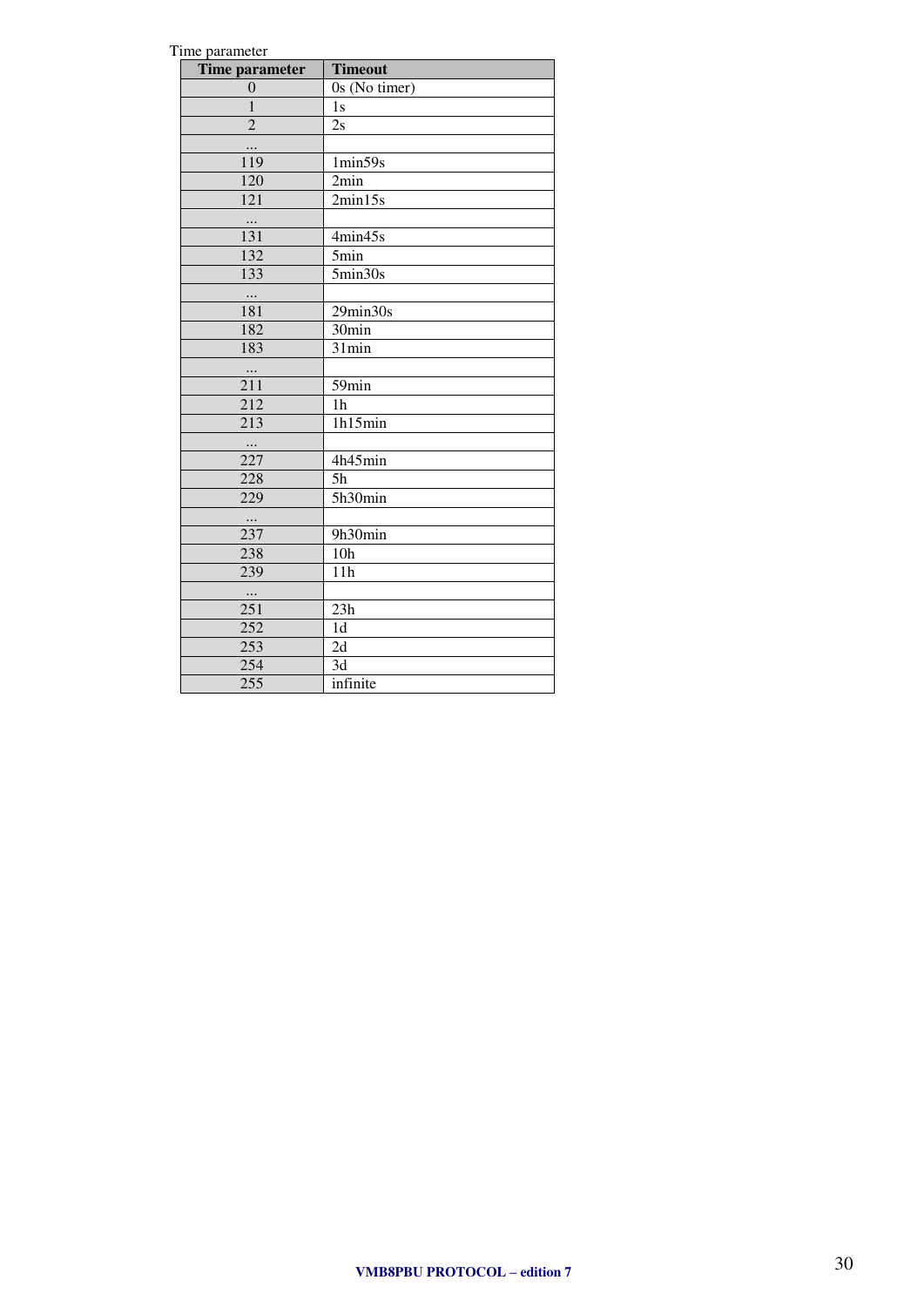Time parameter

| Time parameter | Timeout |
|---|---|
| 0 | 0s (No timer) |
| 1 | 1s |
| 2 | 2s |
| ... | |
| 119 | 1min59s |
| 120 | 2min |
| 121 | 2min15s |
| ... | |
| 131 | 4min45s |
| 132 | 5min |
| 133 | 5min30s |
| ... | |
| 181 | 29min30s |
| 182 | 30min |
| 183 | 31min |
| ... | |
| 211 | 59min |
| 212 | 1h |
| 213 | 1h15min |
| ... | |
| 227 | 4h45min |
| 228 | 5h |
| 229 | 5h30min |
| ... | |
| 237 | 9h30min |
| 238 | 10h |
| 239 | 11h |
| ... | |
| 251 | 23h |
| 252 | 1d |
| 253 | 2d |
| 254 | 3d |
| 255 | infinite |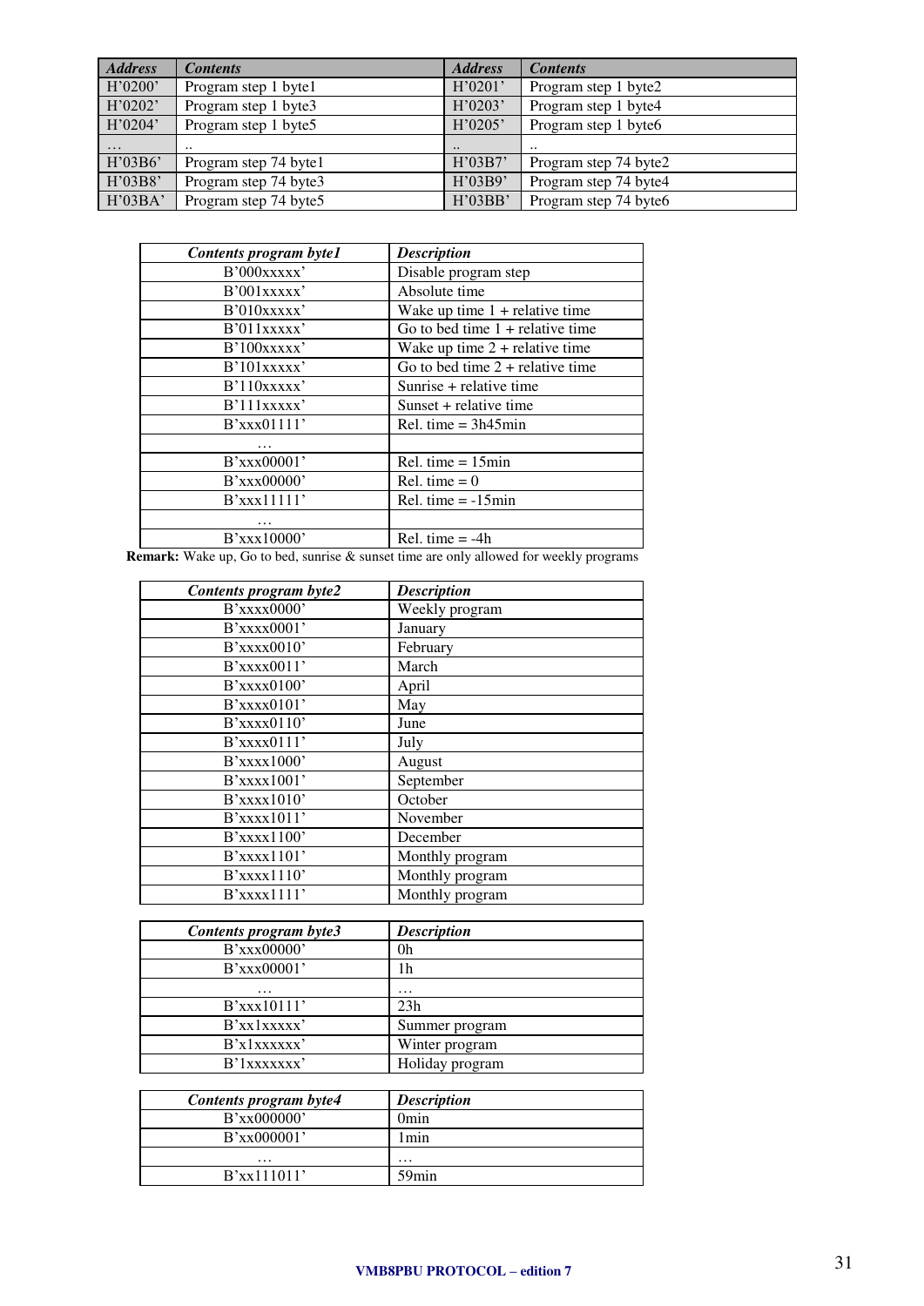| *Address* | *Contents* | *Address* | *Contents* |
|---|---|---|---|
| H’0200’ | Program step 1 byte1 | H’0201’ | Program step 1 byte2 |
| H’0202’ | Program step 1 byte3 | H’0203’ | Program step 1 byte4 |
| H’0204’ | Program step 1 byte5 | H’0205’ | Program step 1 byte6 |
| … | .. | .. | .. |
| H’03B6’ | Program step 74 byte1 | H’03B7’ | Program step 74 byte2 |
| H’03B8’ | Program step 74 byte3 | H’03B9’ | Program step 74 byte4 |
| H’03BA’ | Program step 74 byte5 | H’03BB’ | Program step 74 byte6 |

| *Contents program byte1* | *Description* |
|---|---|
| B’000xxxxx’ | Disable program step |
| B’001xxxxx’ | Absolute time |
| B’010xxxxx’ | Wake up time 1 + relative time |
| B’011xxxxx’ | Go to bed time 1 + relative time |
| B’100xxxxx’ | Wake up time 2 + relative time |
| B’101xxxxx’ | Go to bed time 2 + relative time |
| B’110xxxxx’ | Sunrise + relative time |
| B’111xxxxx’ | Sunset + relative time |
| B’xxx01111’ | Rel. time = 3h45min |
| … | |
| B’xxx00001’ | Rel. time = 15min |
| B’xxx00000’ | Rel. time = 0 |
| B’xxx11111’ | Rel. time = -15min |
| … | |
| B’xxx10000’ | Rel. time = -4h |

**Remark:** Wake up, Go to bed, sunrise & sunset time are only allowed for weekly programs

| *Contents program byte2* | *Description* |
|---|---|
| B’xxxx0000’ | Weekly program |
| B’xxxx0001’ | January |
| B’xxxx0010’ | February |
| B’xxxx0011’ | March |
| B’xxxx0100’ | April |
| B’xxxx0101’ | May |
| B’xxxx0110’ | June |
| B’xxxx0111’ | July |
| B’xxxx1000’ | August |
| B’xxxx1001’ | September |
| B’xxxx1010’ | October |
| B’xxxx1011’ | November |
| B’xxxx1100’ | December |
| B’xxxx1101’ | Monthly program |
| B’xxxx1110’ | Monthly program |
| B’xxxx1111’ | Monthly program |

| *Contents program byte3* | *Description* |
|---|---|
| B’xxx00000’ | 0h |
| B’xxx00001’ | 1h |
| … | … |
| B’xxx10111’ | 23h |
| B’xx1xxxxx’ | Summer program |
| B’x1xxxxxx’ | Winter program |
| B’1xxxxxxx’ | Holiday program |

| *Contents program byte4* | *Description* |
|---|---|
| B’xx000000’ | 0min |
| B’xx000001’ | 1min |
| … | … |
| B’xx111011’ | 59min |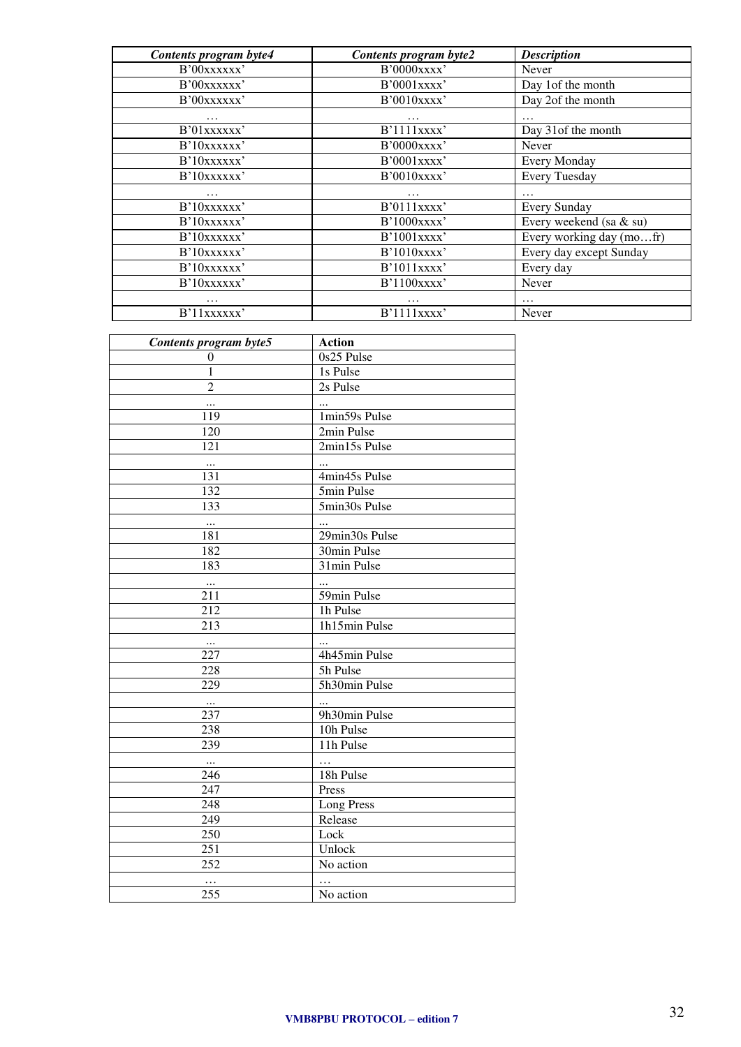| *Contents program byte4* | *Contents program byte2* | *Description* |
|---|---|---|
| B'00xxxxxx' | B'0000xxxx' | Never |
| B'00xxxxxx' | B'0001xxxx' | Day 1of the month |
| B'00xxxxxx' | B'0010xxxx' | Day 2of the month |
| … | … | … |
| B'01xxxxxx' | B'1111xxxx' | Day 31of the month |
| B'10xxxxxx' | B'0000xxxx' | Never |
| B'10xxxxxx' | B'0001xxxx' | Every Monday |
| B'10xxxxxx' | B'0010xxxx' | Every Tuesday |
| … | … | … |
| B'10xxxxxx' | B'0111xxxx' | Every Sunday |
| B'10xxxxxx' | B'1000xxxx' | Every weekend (sa & su) |
| B'10xxxxxx' | B'1001xxxx' | Every working day (mo…fr) |
| B'10xxxxxx' | B'1010xxxx' | Every day except Sunday |
| B'10xxxxxx' | B'1011xxxx' | Every day |
| B'10xxxxxx' | B'1100xxxx' | Never |
| … | … | … |
| B'11xxxxxx' | B'1111xxxx' | Never |

| *Contents program byte5* | Action |
|---|---|
| 0 | 0s25 Pulse |
| 1 | 1s Pulse |
| 2 | 2s Pulse |
| ... | ... |
| 119 | 1min59s Pulse |
| 120 | 2min Pulse |
| 121 | 2min15s Pulse |
| ... | ... |
| 131 | 4min45s Pulse |
| 132 | 5min Pulse |
| 133 | 5min30s Pulse |
| ... | ... |
| 181 | 29min30s Pulse |
| 182 | 30min Pulse |
| 183 | 31min Pulse |
| ... | ... |
| 211 | 59min Pulse |
| 212 | 1h Pulse |
| 213 | 1h15min Pulse |
| ... | ... |
| 227 | 4h45min Pulse |
| 228 | 5h Pulse |
| 229 | 5h30min Pulse |
| ... | ... |
| 237 | 9h30min Pulse |
| 238 | 10h Pulse |
| 239 | 11h Pulse |
| ... | … |
| 246 | 18h Pulse |
| 247 | Press |
| 248 | Long Press |
| 249 | Release |
| 250 | Lock |
| 251 | Unlock |
| 252 | No action |
| … | … |
| 255 | No action |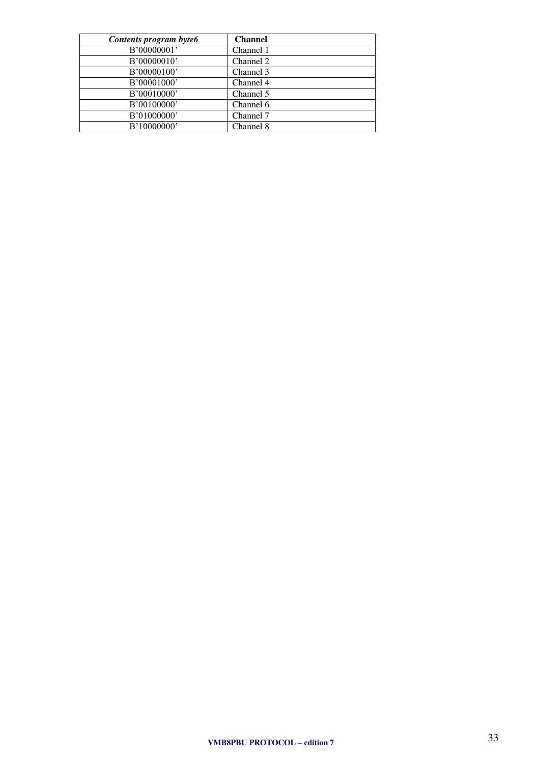| ***Contents program byte6*** | **Channel** |
|---|---|
| B'00000001' | Channel 1 |
| B'00000010' | Channel 2 |
| B'00000100' | Channel 3 |
| B'00001000' | Channel 4 |
| B'00010000' | Channel 5 |
| B'00100000' | Channel 6 |
| B'01000000' | Channel 7 |
| B'10000000' | Channel 8 |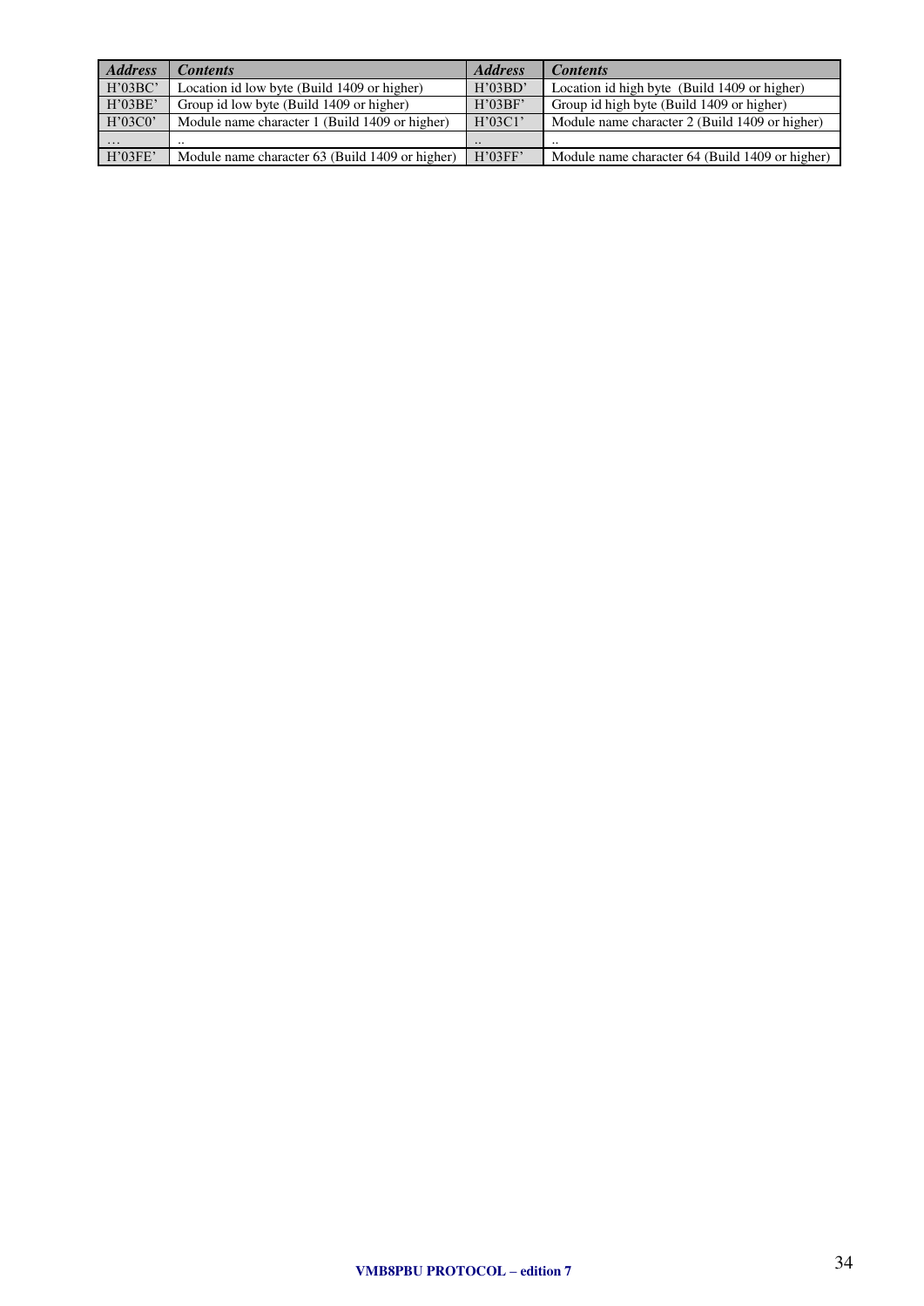| ***Address*** | ***Contents*** | ***Address*** | ***Contents*** |
|---|---|---|---|
| H'03BC' | Location id low byte (Build 1409 or higher) | H'03BD' | Location id high byte (Build 1409 or higher) |
| H'03BE' | Group id low byte (Build 1409 or higher) | H'03BF' | Group id high byte (Build 1409 or higher) |
| H'03C0' | Module name character 1 (Build 1409 or higher) | H'03C1' | Module name character 2 (Build 1409 or higher) |
| … | .. | .. | .. |
| H'03FE' | Module name character 63 (Build 1409 or higher) | H'03FF' | Module name character 64 (Build 1409 or higher) |